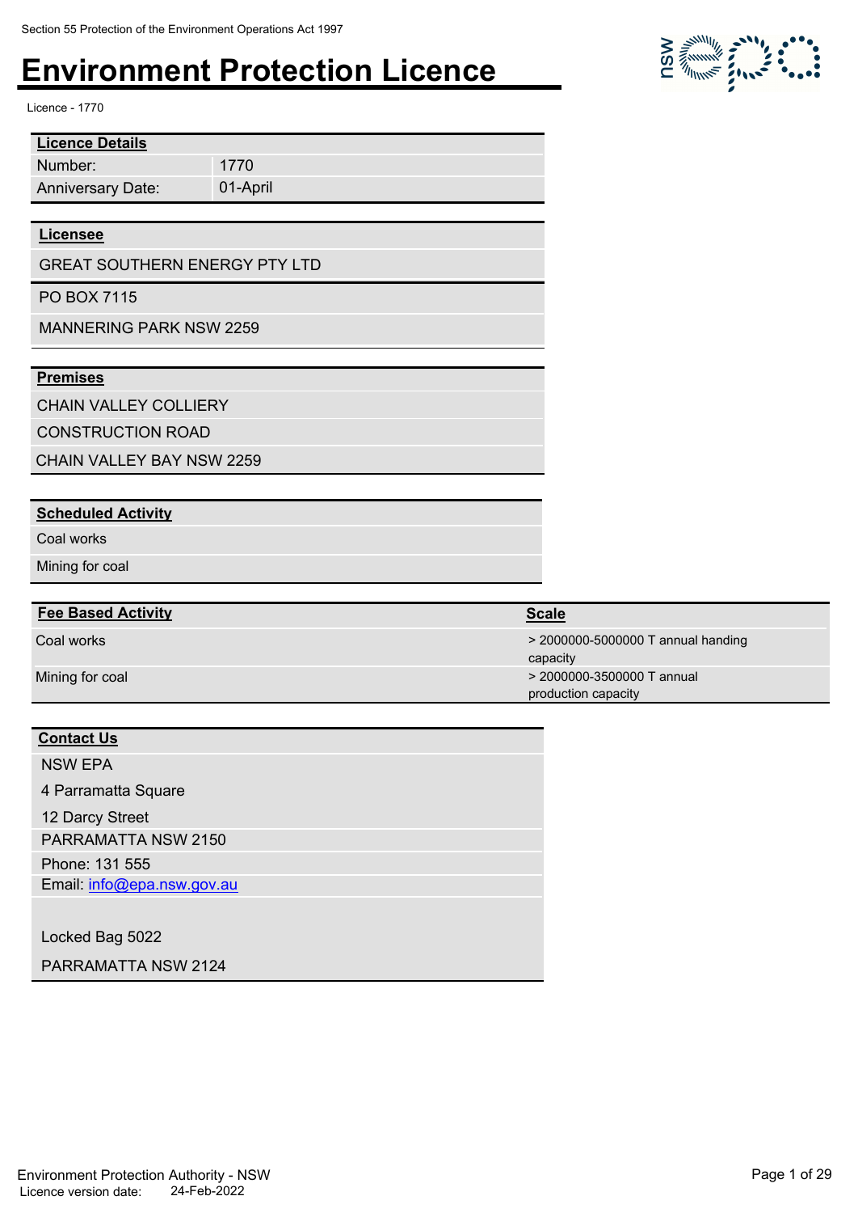Section 55 Protection of the Environment Operations Act 1997

# Environment Protection Licence

Licence - 1770

| **Licence Details** | |
|---|---|
| Number: | 1770 |
| Anniversary Date: | 01-April |

| **Licensee** |
|---|
| GREAT SOUTHERN ENERGY PTY LTD |
| PO BOX 7115 |
| MANNERING PARK NSW 2259 |

| **Premises** |
|---|
| CHAIN VALLEY COLLIERY |
| CONSTRUCTION ROAD |
| CHAIN VALLEY BAY NSW 2259 |

| **Scheduled Activity** |
|---|
| Coal works |
| Mining for coal |

| **Fee Based Activity** | **Scale** |
|---|---|
| Coal works | > 2000000-5000000 T annual handing capacity |
| Mining for coal | > 2000000-3500000 T annual production capacity |

| **Contact Us** |
|---|
| NSW EPA |
| 4 Parramatta Square |
| 12 Darcy Street |
| PARRAMATTA NSW 2150 |
| Phone: 131 555 |
| Email: info@epa.nsw.gov.au |
| |
| Locked Bag 5022 |
| PARRAMATTA NSW 2124 |

Environment Protection Authority - NSW
Licence version date: 24-Feb-2022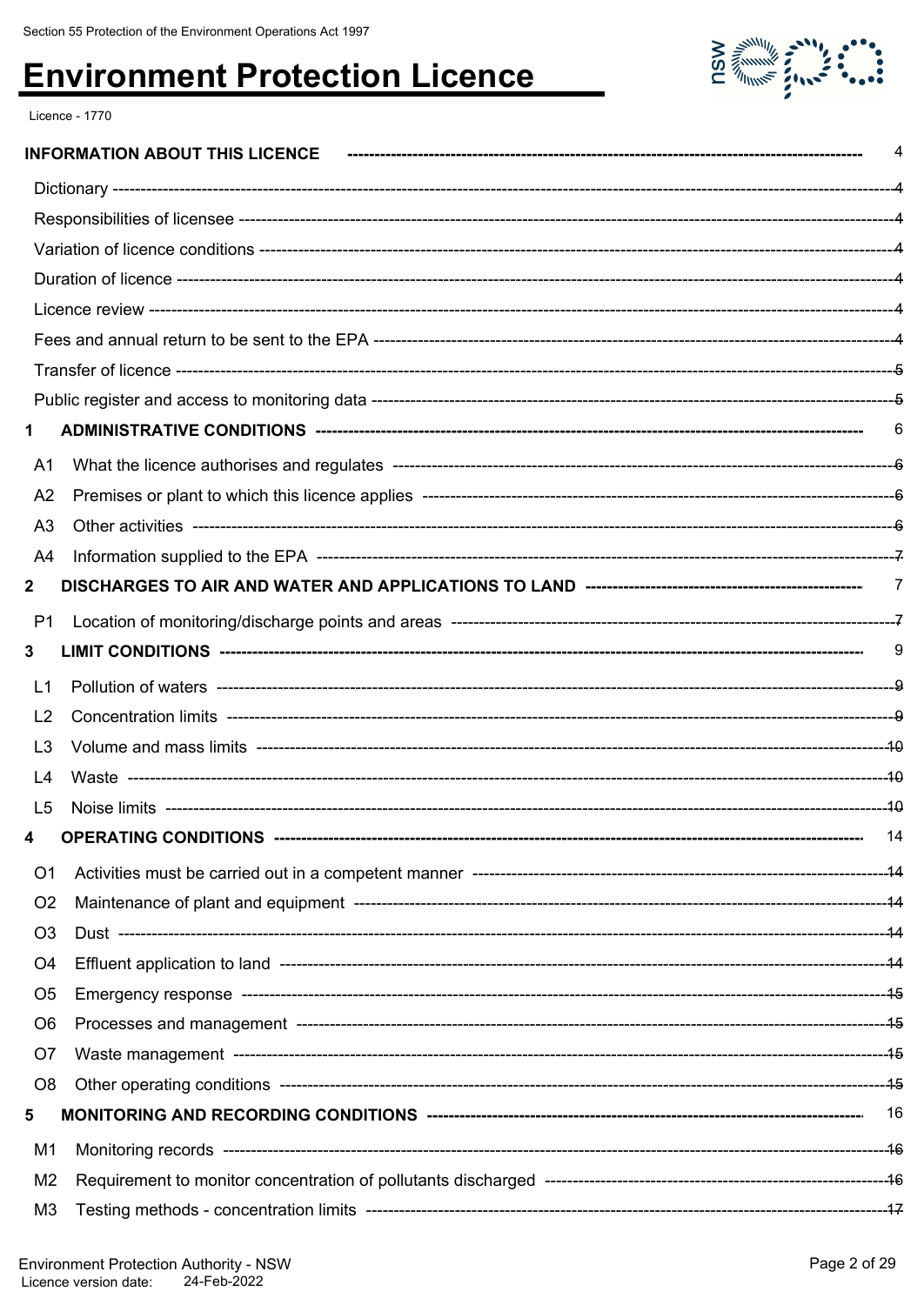Section 55 Protection of the Environment Operations Act 1997

# Environment Protection Licence

Licence - 1770

| | | |
|---|---|---|
| **INFORMATION ABOUT THIS LICENCE** | | 4 |
| | Dictionary | 4 |
| | Responsibilities of licensee | 4 |
| | Variation of licence conditions | 4 |
| | Duration of licence | 4 |
| | Licence review | 4 |
| | Fees and annual return to be sent to the EPA | 4 |
| | Transfer of licence | 5 |
| | Public register and access to monitoring data | 5 |
| **1** | **ADMINISTRATIVE CONDITIONS** | 6 |
| A1 | What the licence authorises and regulates | 6 |
| A2 | Premises or plant to which this licence applies | 6 |
| A3 | Other activities | 6 |
| A4 | Information supplied to the EPA | 7 |
| **2** | **DISCHARGES TO AIR AND WATER AND APPLICATIONS TO LAND** | 7 |
| P1 | Location of monitoring/discharge points and areas | 7 |
| **3** | **LIMIT CONDITIONS** | 9 |
| L1 | Pollution of waters | 9 |
| L2 | Concentration limits | 9 |
| L3 | Volume and mass limits | 10 |
| L4 | Waste | 10 |
| L5 | Noise limits | 10 |
| **4** | **OPERATING CONDITIONS** | 14 |
| O1 | Activities must be carried out in a competent manner | 14 |
| O2 | Maintenance of plant and equipment | 14 |
| O3 | Dust | 14 |
| O4 | Effluent application to land | 14 |
| O5 | Emergency response | 15 |
| O6 | Processes and management | 15 |
| O7 | Waste management | 15 |
| O8 | Other operating conditions | 15 |
| **5** | **MONITORING AND RECORDING CONDITIONS** | 16 |
| M1 | Monitoring records | 16 |
| M2 | Requirement to monitor concentration of pollutants discharged | 16 |
| M3 | Testing methods - concentration limits | 17 |

Environment Protection Authority - NSW
Licence version date: 24-Feb-2022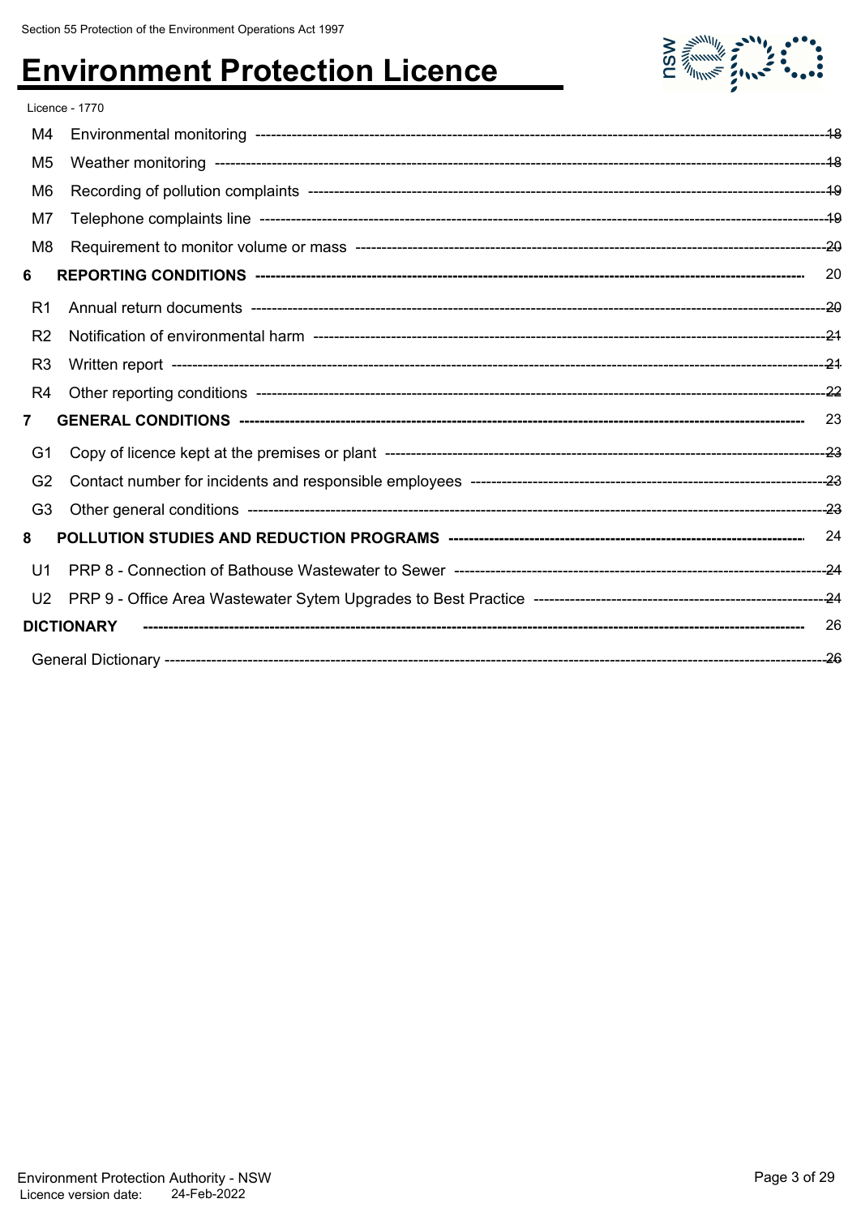Licence - 1770

| | | |
|---|---|---|
| M4 | Environmental monitoring | 18 |
| M5 | Weather monitoring | 18 |
| M6 | Recording of pollution complaints | 19 |
| M7 | Telephone complaints line | 19 |
| M8 | Requirement to monitor volume or mass | 20 |
| **6** | **REPORTING CONDITIONS** | 20 |
| R1 | Annual return documents | 20 |
| R2 | Notification of environmental harm | 21 |
| R3 | Written report | 21 |
| R4 | Other reporting conditions | 22 |
| **7** | **GENERAL CONDITIONS** | 23 |
| G1 | Copy of licence kept at the premises or plant | 23 |
| G2 | Contact number for incidents and responsible employees | 23 |
| G3 | Other general conditions | 23 |
| **8** | **POLLUTION STUDIES AND REDUCTION PROGRAMS** | 24 |
| U1 | PRP 8 - Connection of Bathouse Wastewater to Sewer | 24 |
| U2 | PRP 9 - Office Area Wastewater Sytem Upgrades to Best Practice | 24 |
| **DICTIONARY** | | 26 |
| General Dictionary | | 26 |

Environment Protection Authority - NSW
Licence version date: 24-Feb-2022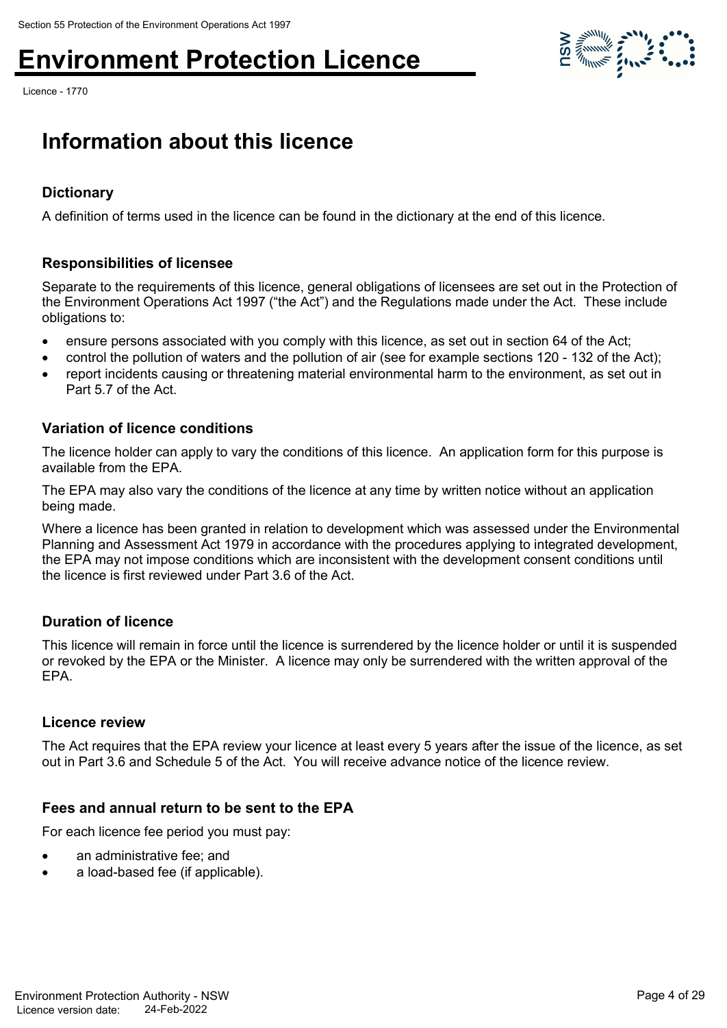# Information about this licence

## Dictionary

A definition of terms used in the licence can be found in the dictionary at the end of this licence.

## Responsibilities of licensee

Separate to the requirements of this licence, general obligations of licensees are set out in the Protection of the Environment Operations Act 1997 ("the Act") and the Regulations made under the Act. These include obligations to:

- ensure persons associated with you comply with this licence, as set out in section 64 of the Act;
- control the pollution of waters and the pollution of air (see for example sections 120 - 132 of the Act);
- report incidents causing or threatening material environmental harm to the environment, as set out in Part 5.7 of the Act.

## Variation of licence conditions

The licence holder can apply to vary the conditions of this licence. An application form for this purpose is available from the EPA.

The EPA may also vary the conditions of the licence at any time by written notice without an application being made.

Where a licence has been granted in relation to development which was assessed under the Environmental Planning and Assessment Act 1979 in accordance with the procedures applying to integrated development, the EPA may not impose conditions which are inconsistent with the development consent conditions until the licence is first reviewed under Part 3.6 of the Act.

## Duration of licence

This licence will remain in force until the licence is surrendered by the licence holder or until it is suspended or revoked by the EPA or the Minister. A licence may only be surrendered with the written approval of the EPA.

## Licence review

The Act requires that the EPA review your licence at least every 5 years after the issue of the licence, as set out in Part 3.6 and Schedule 5 of the Act. You will receive advance notice of the licence review.

## Fees and annual return to be sent to the EPA

For each licence fee period you must pay:

- an administrative fee; and
- a load-based fee (if applicable).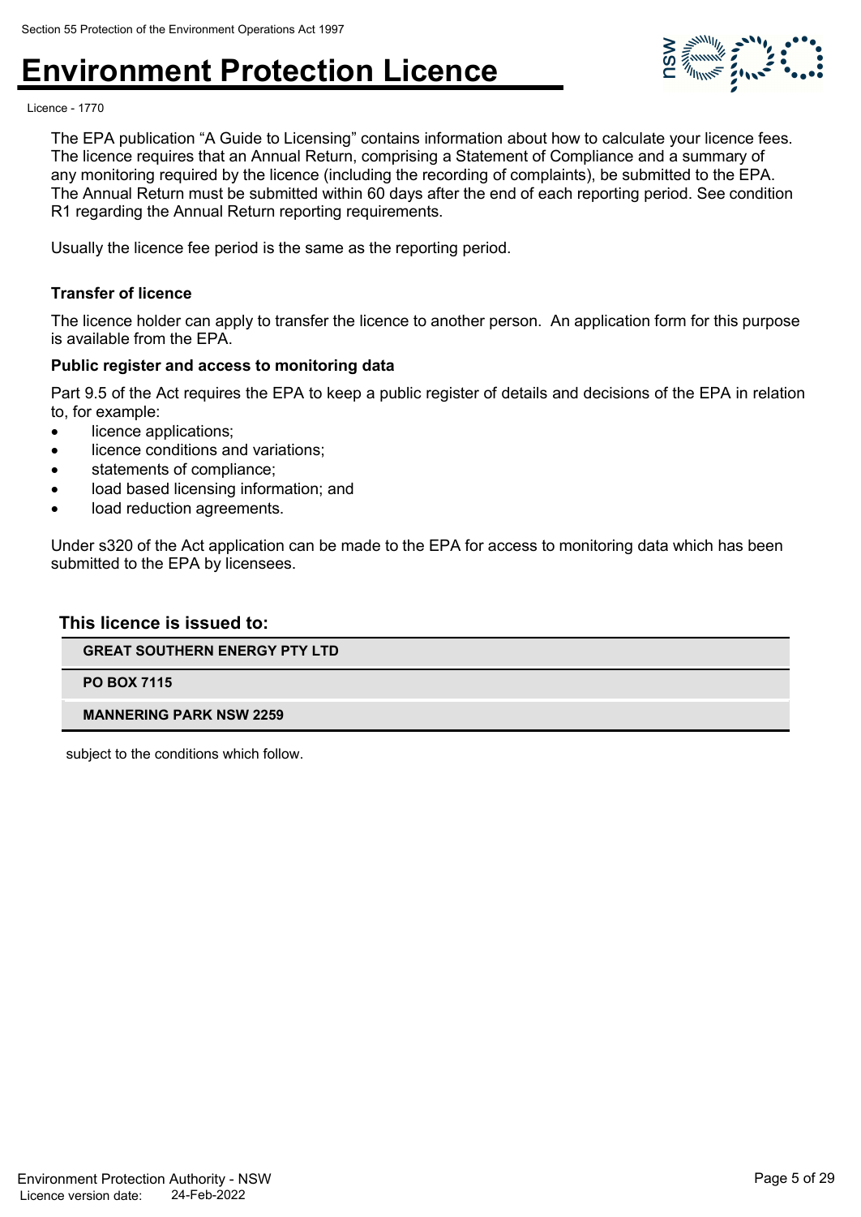The EPA publication "A Guide to Licensing" contains information about how to calculate your licence fees. The licence requires that an Annual Return, comprising a Statement of Compliance and a summary of any monitoring required by the licence (including the recording of complaints), be submitted to the EPA. The Annual Return must be submitted within 60 days after the end of each reporting period. See condition R1 regarding the Annual Return reporting requirements.

Usually the licence fee period is the same as the reporting period.

### Transfer of licence

The licence holder can apply to transfer the licence to another person. An application form for this purpose is available from the EPA.

### Public register and access to monitoring data

Part 9.5 of the Act requires the EPA to keep a public register of details and decisions of the EPA in relation to, for example:

- licence applications;
- licence conditions and variations;
- statements of compliance;
- load based licensing information; and
- load reduction agreements.

Under s320 of the Act application can be made to the EPA for access to monitoring data which has been submitted to the EPA by licensees.

### This licence is issued to:

| |
|---|
| **GREAT SOUTHERN ENERGY PTY LTD** |
| **PO BOX 7115** |
| **MANNERING PARK NSW 2259** |

subject to the conditions which follow.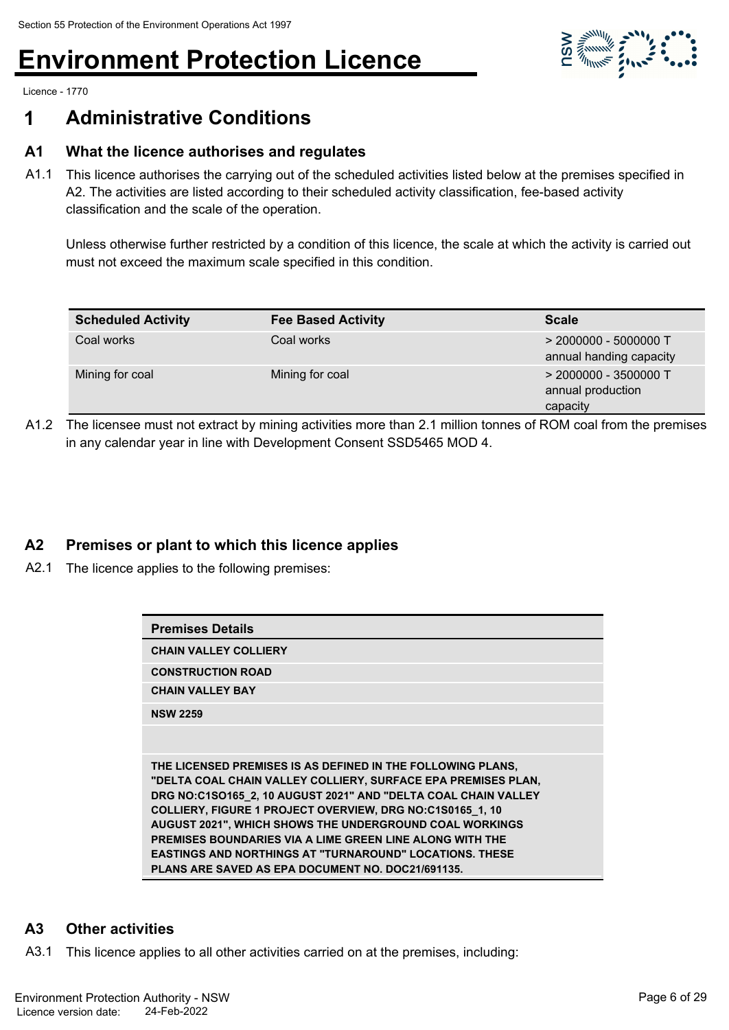Section 55 Protection of the Environment Operations Act 1997

# Environment Protection Licence

Licence - 1770

## 1 Administrative Conditions

### A1 What the licence authorises and regulates

A1.1 This licence authorises the carrying out of the scheduled activities listed below at the premises specified in A2. The activities are listed according to their scheduled activity classification, fee-based activity classification and the scale of the operation.

Unless otherwise further restricted by a condition of this licence, the scale at which the activity is carried out must not exceed the maximum scale specified in this condition.

| Scheduled Activity | Fee Based Activity | Scale |
|---|---|---|
| Coal works | Coal works | > 2000000 - 5000000 T annual handing capacity |
| Mining for coal | Mining for coal | > 2000000 - 3500000 T annual production capacity |

A1.2 The licensee must not extract by mining activities more than 2.1 million tonnes of ROM coal from the premises in any calendar year in line with Development Consent SSD5465 MOD 4.

### A2 Premises or plant to which this licence applies

A2.1 The licence applies to the following premises:

| Premises Details |
|---|
| **CHAIN VALLEY COLLIERY** |
| **CONSTRUCTION ROAD** |
| **CHAIN VALLEY BAY** |
| **NSW 2259** |
| |
| **THE LICENSED PREMISES IS AS DEFINED IN THE FOLLOWING PLANS, "DELTA COAL CHAIN VALLEY COLLIERY, SURFACE EPA PREMISES PLAN, DRG NO:C1SO165_2, 10 AUGUST 2021" AND "DELTA COAL CHAIN VALLEY COLLIERY, FIGURE 1 PROJECT OVERVIEW, DRG NO:C1S0165_1, 10 AUGUST 2021", WHICH SHOWS THE UNDERGROUND COAL WORKINGS PREMISES BOUNDARIES VIA A LIME GREEN LINE ALONG WITH THE EASTINGS AND NORTHINGS AT "TURNAROUND" LOCATIONS. THESE PLANS ARE SAVED AS EPA DOCUMENT NO. DOC21/691135.** |

### A3 Other activities

A3.1 This licence applies to all other activities carried on at the premises, including: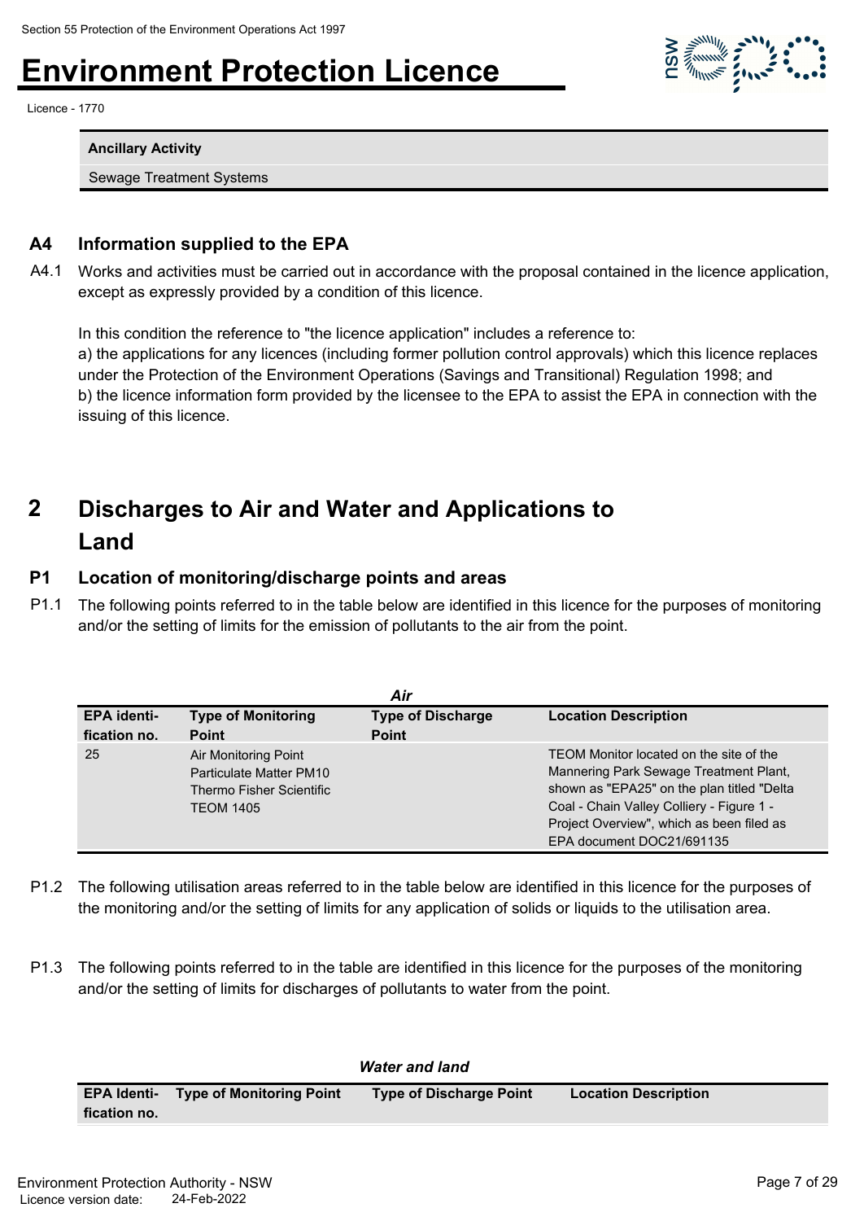| Ancillary Activity |
| --- |
| Sewage Treatment Systems |

## A4 Information supplied to the EPA

A4.1 Works and activities must be carried out in accordance with the proposal contained in the licence application, except as expressly provided by a condition of this licence.

In this condition the reference to "the licence application" includes a reference to:
a) the applications for any licences (including former pollution control approvals) which this licence replaces under the Protection of the Environment Operations (Savings and Transitional) Regulation 1998; and
b) the licence information form provided by the licensee to the EPA to assist the EPA in connection with the issuing of this licence.

# 2 Discharges to Air and Water and Applications to Land

## P1 Location of monitoring/discharge points and areas

P1.1 The following points referred to in the table below are identified in this licence for the purposes of monitoring and/or the setting of limits for the emission of pollutants to the air from the point.

***Air***

| EPA identi- fication no. | Type of Monitoring Point | Type of Discharge Point | Location Description |
| --- | --- | --- | --- |
| 25 | Air Monitoring Point Particulate Matter PM10 Thermo Fisher Scientific TEOM 1405 | | TEOM Monitor located on the site of the Mannering Park Sewage Treatment Plant, shown as "EPA25" on the plan titled "Delta Coal - Chain Valley Colliery - Figure 1 - Project Overview", which as been filed as EPA document DOC21/691135 |

P1.2 The following utilisation areas referred to in the table below are identified in this licence for the purposes of the monitoring and/or the setting of limits for any application of solids or liquids to the utilisation area.

P1.3 The following points referred to in the table are identified in this licence for the purposes of the monitoring and/or the setting of limits for discharges of pollutants to water from the point.

***Water and land***

| EPA Identi- fication no. | Type of Monitoring Point | Type of Discharge Point | Location Description |
| --- | --- | --- | --- |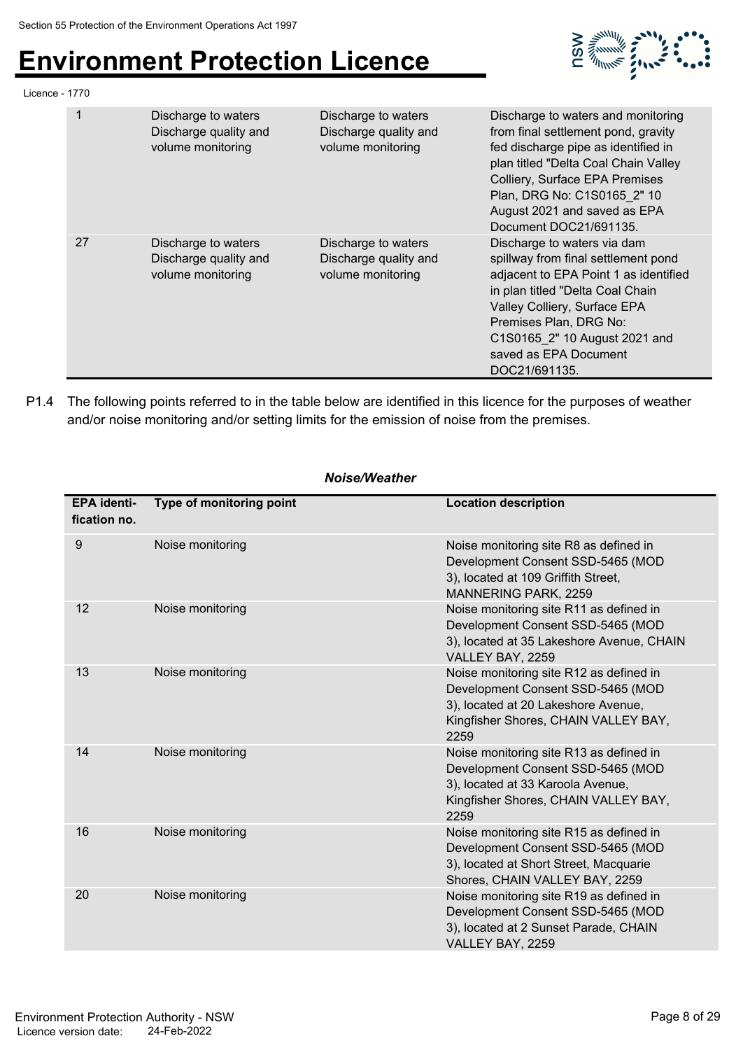| | | | |
|---|---|---|---|
| 1 | Discharge to waters Discharge quality and volume monitoring | Discharge to waters Discharge quality and volume monitoring | Discharge to waters and monitoring from final settlement pond, gravity fed discharge pipe as identified in plan titled "Delta Coal Chain Valley Colliery, Surface EPA Premises Plan, DRG No: C1S0165_2" 10 August 2021 and saved as EPA Document DOC21/691135. |
| 27 | Discharge to waters Discharge quality and volume monitoring | Discharge to waters Discharge quality and volume monitoring | Discharge to waters via dam spillway from final settlement pond adjacent to EPA Point 1 as identified in plan titled "Delta Coal Chain Valley Colliery, Surface EPA Premises Plan, DRG No: C1S0165_2" 10 August 2021 and saved as EPA Document DOC21/691135. |

P1.4 The following points referred to in the table below are identified in this licence for the purposes of weather and/or noise monitoring and/or setting limits for the emission of noise from the premises.

*Noise/Weather*

| EPA identi-fication no. | Type of monitoring point | Location description |
|---|---|---|
| 9 | Noise monitoring | Noise monitoring site R8 as defined in Development Consent SSD-5465 (MOD 3), located at 109 Griffith Street, MANNERING PARK, 2259 |
| 12 | Noise monitoring | Noise monitoring site R11 as defined in Development Consent SSD-5465 (MOD 3), located at 35 Lakeshore Avenue, CHAIN VALLEY BAY, 2259 |
| 13 | Noise monitoring | Noise monitoring site R12 as defined in Development Consent SSD-5465 (MOD 3), located at 20 Lakeshore Avenue, Kingfisher Shores, CHAIN VALLEY BAY, 2259 |
| 14 | Noise monitoring | Noise monitoring site R13 as defined in Development Consent SSD-5465 (MOD 3), located at 33 Karoola Avenue, Kingfisher Shores, CHAIN VALLEY BAY, 2259 |
| 16 | Noise monitoring | Noise monitoring site R15 as defined in Development Consent SSD-5465 (MOD 3), located at Short Street, Macquarie Shores, CHAIN VALLEY BAY, 2259 |
| 20 | Noise monitoring | Noise monitoring site R19 as defined in Development Consent SSD-5465 (MOD 3), located at 2 Sunset Parade, CHAIN VALLEY BAY, 2259 |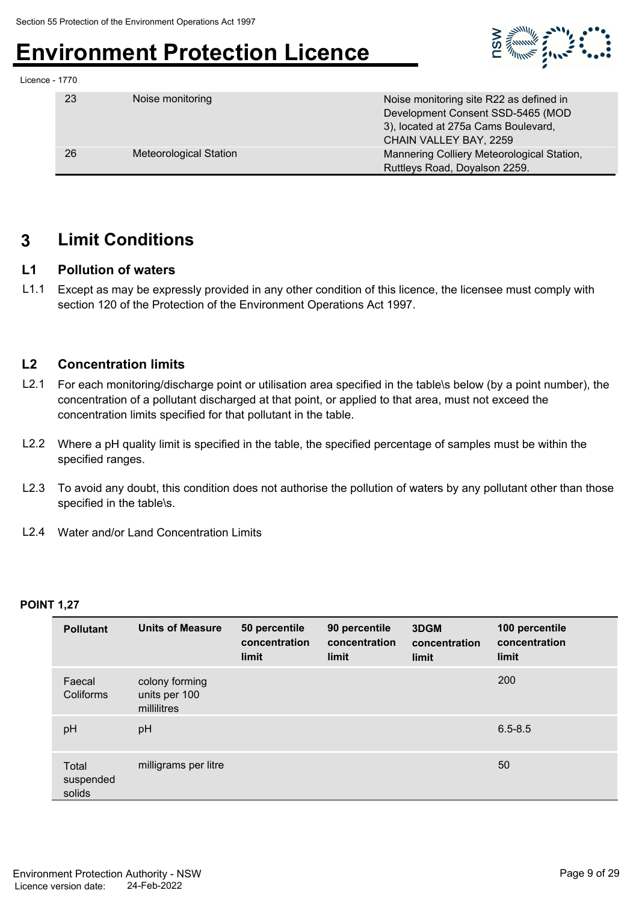| 23 | Noise monitoring | Noise monitoring site R22 as defined in Development Consent SSD-5465 (MOD 3), located at 275a Cams Boulevard, CHAIN VALLEY BAY, 2259 |
| --- | --- | --- |
| 26 | Meteorological Station | Mannering Colliery Meteorological Station, Ruttleys Road, Doyalson 2259. |

## 3 Limit Conditions

### L1 Pollution of waters

L1.1 Except as may be expressly provided in any other condition of this licence, the licensee must comply with section 120 of the Protection of the Environment Operations Act 1997.

### L2 Concentration limits

L2.1 For each monitoring/discharge point or utilisation area specified in the table\s below (by a point number), the concentration of a pollutant discharged at that point, or applied to that area, must not exceed the concentration limits specified for that pollutant in the table.

L2.2 Where a pH quality limit is specified in the table, the specified percentage of samples must be within the specified ranges.

L2.3 To avoid any doubt, this condition does not authorise the pollution of waters by any pollutant other than those specified in the table\s.

L2.4 Water and/or Land Concentration Limits

**POINT 1,27**

| Pollutant | Units of Measure | 50 percentile concentration limit | 90 percentile concentration limit | 3DGM concentration limit | 100 percentile concentration limit |
| --- | --- | --- | --- | --- | --- |
| Faecal Coliforms | colony forming units per 100 millilitres | | | | 200 |
| pH | pH | | | | 6.5-8.5 |
| Total suspended solids | milligrams per litre | | | | 50 |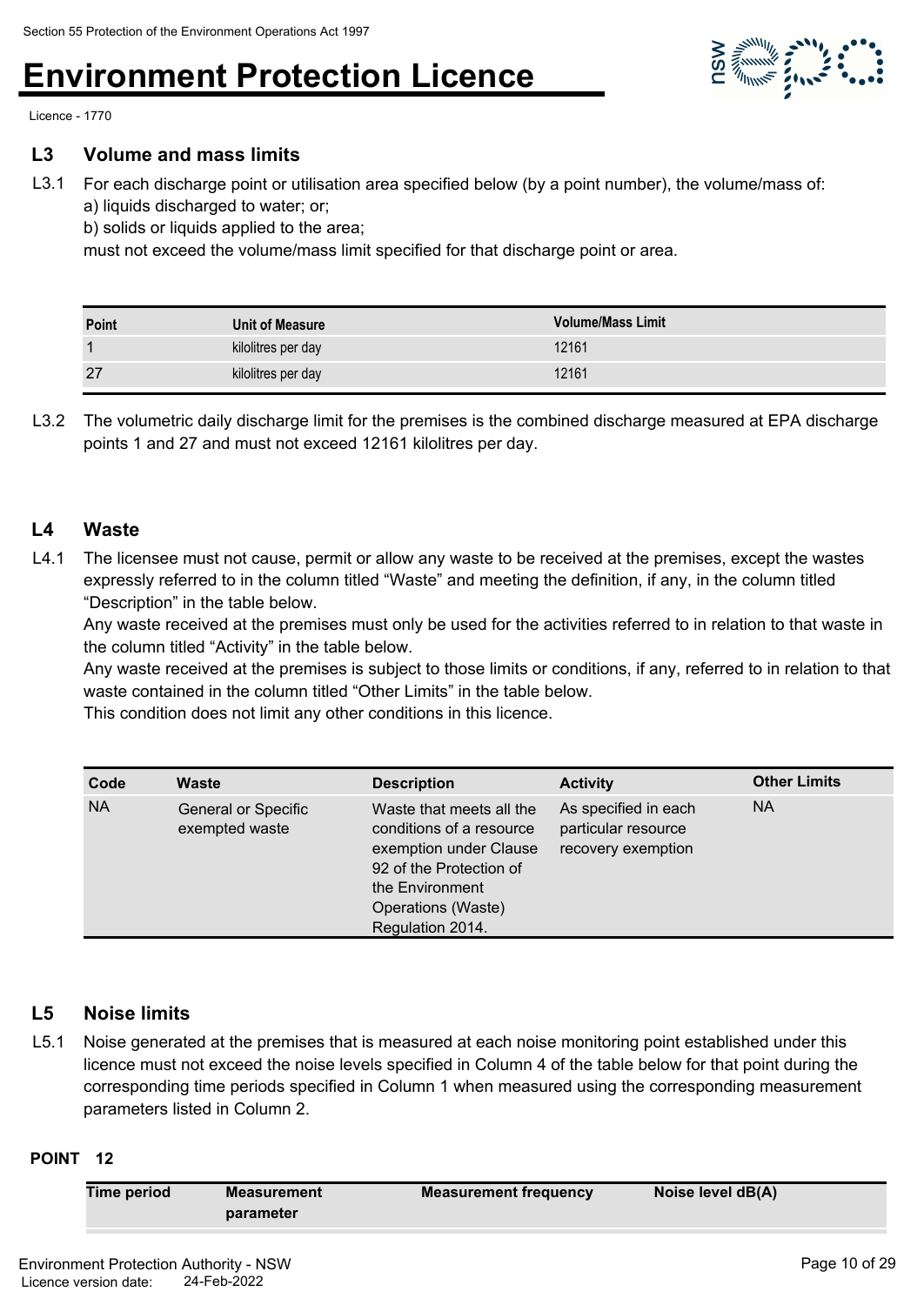## L3 Volume and mass limits

L3.1 For each discharge point or utilisation area specified below (by a point number), the volume/mass of:
a) liquids discharged to water; or;
b) solids or liquids applied to the area;
must not exceed the volume/mass limit specified for that discharge point or area.

| Point | Unit of Measure | Volume/Mass Limit |
|---|---|---|
| 1 | kilolitres per day | 12161 |
| 27 | kilolitres per day | 12161 |

L3.2 The volumetric daily discharge limit for the premises is the combined discharge measured at EPA discharge points 1 and 27 and must not exceed 12161 kilolitres per day.

## L4 Waste

L4.1 The licensee must not cause, permit or allow any waste to be received at the premises, except the wastes expressly referred to in the column titled "Waste" and meeting the definition, if any, in the column titled "Description" in the table below.
Any waste received at the premises must only be used for the activities referred to in relation to that waste in the column titled "Activity" in the table below.
Any waste received at the premises is subject to those limits or conditions, if any, referred to in relation to that waste contained in the column titled "Other Limits" in the table below.
This condition does not limit any other conditions in this licence.

| Code | Waste | Description | Activity | Other Limits |
|---|---|---|---|---|
| NA | General or Specific exempted waste | Waste that meets all the conditions of a resource exemption under Clause 92 of the Protection of the Environment Operations (Waste) Regulation 2014. | As specified in each particular resource recovery exemption | NA |

## L5 Noise limits

L5.1 Noise generated at the premises that is measured at each noise monitoring point established under this licence must not exceed the noise levels specified in Column 4 of the table below for that point during the corresponding time periods specified in Column 1 when measured using the corresponding measurement parameters listed in Column 2.

**POINT 12**

| Time period | Measurement parameter | Measurement frequency | Noise level dB(A) |
|---|---|---|---|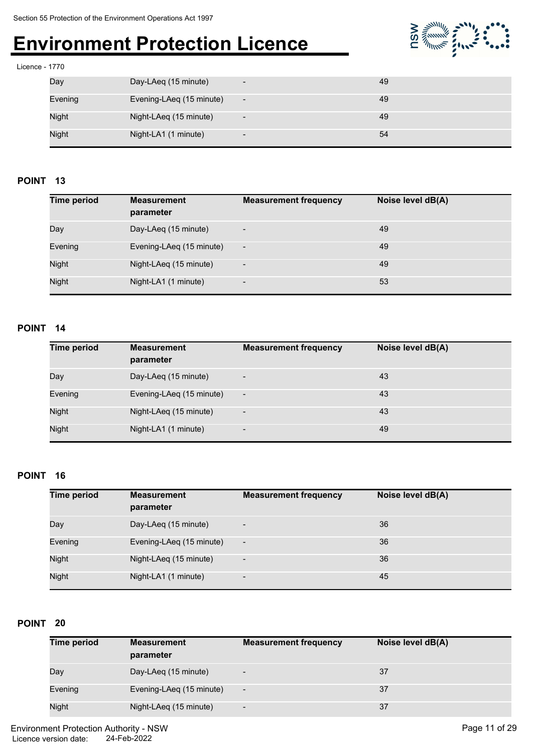| Time period | Measurement parameter | Measurement frequency | Noise level dB(A) |
| --- | --- | --- | --- |
| Day | Day-LAeq (15 minute) | - | 49 |
| Evening | Evening-LAeq (15 minute) | - | 49 |
| Night | Night-LAeq (15 minute) | - | 49 |
| Night | Night-LA1 (1 minute) | - | 54 |

**POINT 13**

| Time period | Measurement parameter | Measurement frequency | Noise level dB(A) |
| --- | --- | --- | --- |
| Day | Day-LAeq (15 minute) | - | 49 |
| Evening | Evening-LAeq (15 minute) | - | 49 |
| Night | Night-LAeq (15 minute) | - | 49 |
| Night | Night-LA1 (1 minute) | - | 53 |

**POINT 14**

| Time period | Measurement parameter | Measurement frequency | Noise level dB(A) |
| --- | --- | --- | --- |
| Day | Day-LAeq (15 minute) | - | 43 |
| Evening | Evening-LAeq (15 minute) | - | 43 |
| Night | Night-LAeq (15 minute) | - | 43 |
| Night | Night-LA1 (1 minute) | - | 49 |

**POINT 16**

| Time period | Measurement parameter | Measurement frequency | Noise level dB(A) |
| --- | --- | --- | --- |
| Day | Day-LAeq (15 minute) | - | 36 |
| Evening | Evening-LAeq (15 minute) | - | 36 |
| Night | Night-LAeq (15 minute) | - | 36 |
| Night | Night-LA1 (1 minute) | - | 45 |

**POINT 20**

| Time period | Measurement parameter | Measurement frequency | Noise level dB(A) |
| --- | --- | --- | --- |
| Day | Day-LAeq (15 minute) | - | 37 |
| Evening | Evening-LAeq (15 minute) | - | 37 |
| Night | Night-LAeq (15 minute) | - | 37 |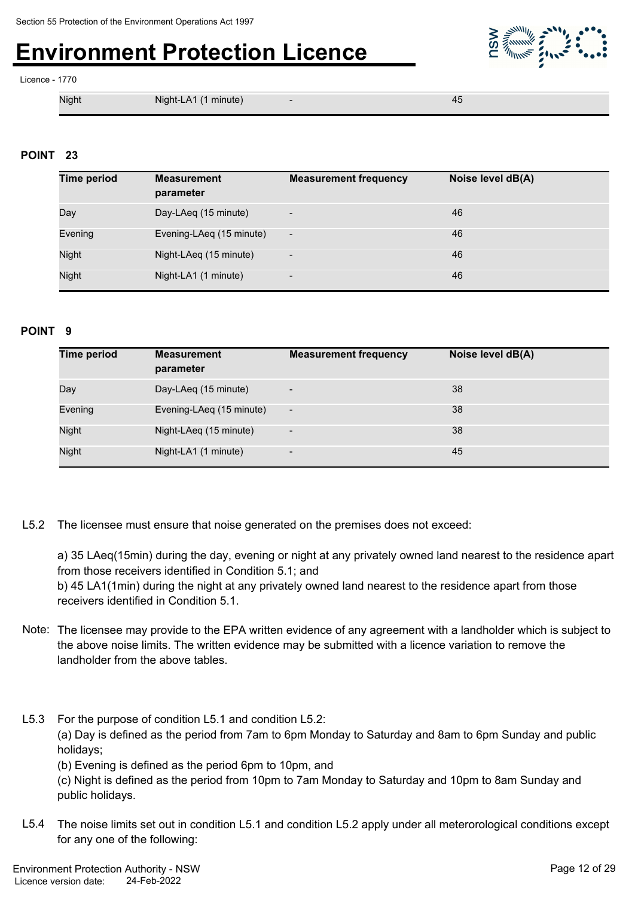| Night | Night-LA1 (1 minute) | - | 45 |
|---|---|---|---|

**POINT 23**

| Time period | Measurement parameter | Measurement frequency | Noise level dB(A) |
|---|---|---|---|
| Day | Day-LAeq (15 minute) | - | 46 |
| Evening | Evening-LAeq (15 minute) | - | 46 |
| Night | Night-LAeq (15 minute) | - | 46 |
| Night | Night-LA1 (1 minute) | - | 46 |

**POINT 9**

| Time period | Measurement parameter | Measurement frequency | Noise level dB(A) |
|---|---|---|---|
| Day | Day-LAeq (15 minute) | - | 38 |
| Evening | Evening-LAeq (15 minute) | - | 38 |
| Night | Night-LAeq (15 minute) | - | 38 |
| Night | Night-LA1 (1 minute) | - | 45 |

L5.2 The licensee must ensure that noise generated on the premises does not exceed:

a) 35 LAeq(15min) during the day, evening or night at any privately owned land nearest to the residence apart from those receivers identified in Condition 5.1; and
b) 45 LA1(1min) during the night at any privately owned land nearest to the residence apart from those receivers identified in Condition 5.1.

Note: The licensee may provide to the EPA written evidence of any agreement with a landholder which is subject to the above noise limits. The written evidence may be submitted with a licence variation to remove the landholder from the above tables.

L5.3 For the purpose of condition L5.1 and condition L5.2:
(a) Day is defined as the period from 7am to 6pm Monday to Saturday and 8am to 6pm Sunday and public holidays;
(b) Evening is defined as the period 6pm to 10pm, and
(c) Night is defined as the period from 10pm to 7am Monday to Saturday and 10pm to 8am Sunday and public holidays.

L5.4 The noise limits set out in condition L5.1 and condition L5.2 apply under all meterorological conditions except for any one of the following: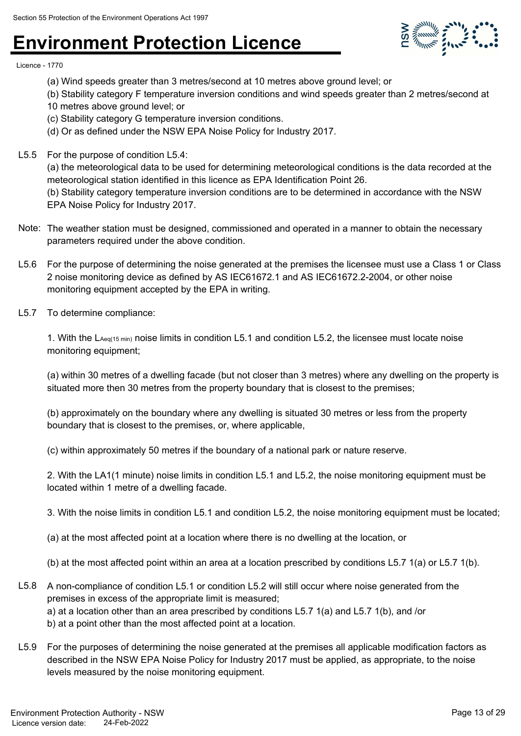(a) Wind speeds greater than 3 metres/second at 10 metres above ground level; or

(b) Stability category F temperature inversion conditions and wind speeds greater than 2 metres/second at 10 metres above ground level; or

(c) Stability category G temperature inversion conditions.

(d) Or as defined under the NSW EPA Noise Policy for Industry 2017.

L5.5 For the purpose of condition L5.4:

(a) the meteorological data to be used for determining meteorological conditions is the data recorded at the meteorological station identified in this licence as EPA Identification Point 26.

(b) Stability category temperature inversion conditions are to be determined in accordance with the NSW EPA Noise Policy for Industry 2017.

Note: The weather station must be designed, commissioned and operated in a manner to obtain the necessary parameters required under the above condition.

L5.6 For the purpose of determining the noise generated at the premises the licensee must use a Class 1 or Class 2 noise monitoring device as defined by AS IEC61672.1 and AS IEC61672.2-2004, or other noise monitoring equipment accepted by the EPA in writing.

L5.7 To determine compliance:

1. With the $L_{Aeq(15\ min)}$ noise limits in condition L5.1 and condition L5.2, the licensee must locate noise monitoring equipment;

(a) within 30 metres of a dwelling facade (but not closer than 3 metres) where any dwelling on the property is situated more then 30 metres from the property boundary that is closest to the premises;

(b) approximately on the boundary where any dwelling is situated 30 metres or less from the property boundary that is closest to the premises, or, where applicable,

(c) within approximately 50 metres if the boundary of a national park or nature reserve.

2. With the LA1(1 minute) noise limits in condition L5.1 and L5.2, the noise monitoring equipment must be located within 1 metre of a dwelling facade.

3. With the noise limits in condition L5.1 and condition L5.2, the noise monitoring equipment must be located;

(a) at the most affected point at a location where there is no dwelling at the location, or

(b) at the most affected point within an area at a location prescribed by conditions L5.7 1(a) or L5.7 1(b).

L5.8 A non-compliance of condition L5.1 or condition L5.2 will still occur where noise generated from the premises in excess of the appropriate limit is measured;

a) at a location other than an area prescribed by conditions L5.7 1(a) and L5.7 1(b), and /or

b) at a point other than the most affected point at a location.

L5.9 For the purposes of determining the noise generated at the premises all applicable modification factors as described in the NSW EPA Noise Policy for Industry 2017 must be applied, as appropriate, to the noise levels measured by the noise monitoring equipment.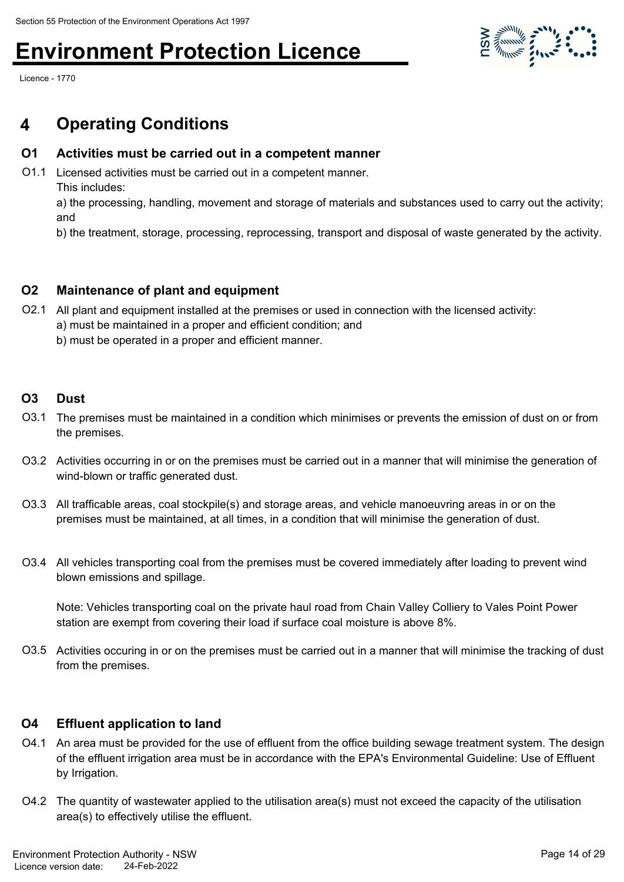# 4 Operating Conditions

## O1 Activities must be carried out in a competent manner

O1.1 Licensed activities must be carried out in a competent manner.
This includes:
a) the processing, handling, movement and storage of materials and substances used to carry out the activity; and
b) the treatment, storage, processing, reprocessing, transport and disposal of waste generated by the activity.

## O2 Maintenance of plant and equipment

O2.1 All plant and equipment installed at the premises or used in connection with the licensed activity:
a) must be maintained in a proper and efficient condition; and
b) must be operated in a proper and efficient manner.

## O3 Dust

O3.1 The premises must be maintained in a condition which minimises or prevents the emission of dust on or from the premises.

O3.2 Activities occurring in or on the premises must be carried out in a manner that will minimise the generation of wind-blown or traffic generated dust.

O3.3 All trafficable areas, coal stockpile(s) and storage areas, and vehicle manoeuvring areas in or on the premises must be maintained, at all times, in a condition that will minimise the generation of dust.

O3.4 All vehicles transporting coal from the premises must be covered immediately after loading to prevent wind blown emissions and spillage.

Note: Vehicles transporting coal on the private haul road from Chain Valley Colliery to Vales Point Power station are exempt from covering their load if surface coal moisture is above 8%.

O3.5 Activities occuring in or on the premises must be carried out in a manner that will minimise the tracking of dust from the premises.

## O4 Effluent application to land

O4.1 An area must be provided for the use of effluent from the office building sewage treatment system. The design of the effluent irrigation area must be in accordance with the EPA's Environmental Guideline: Use of Effluent by Irrigation.

O4.2 The quantity of wastewater applied to the utilisation area(s) must not exceed the capacity of the utilisation area(s) to effectively utilise the effluent.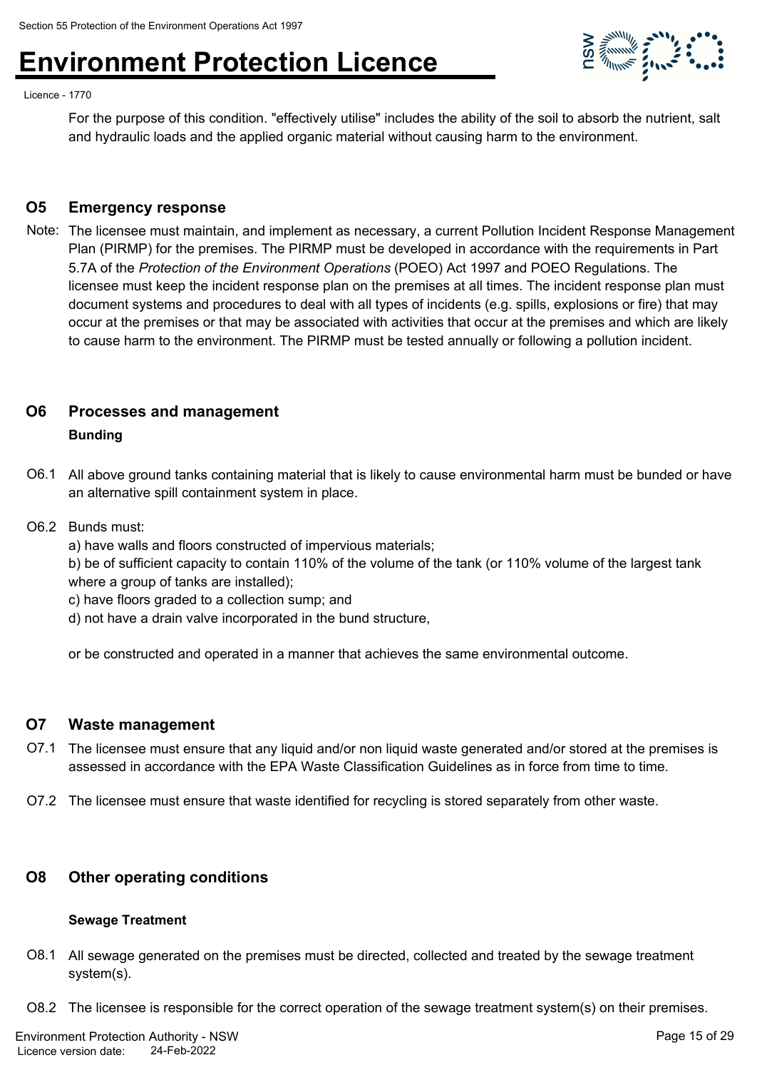For the purpose of this condition. "effectively utilise" includes the ability of the soil to absorb the nutrient, salt and hydraulic loads and the applied organic material without causing harm to the environment.

## O5 Emergency response

Note: The licensee must maintain, and implement as necessary, a current Pollution Incident Response Management Plan (PIRMP) for the premises. The PIRMP must be developed in accordance with the requirements in Part 5.7A of the *Protection of the Environment Operations* (POEO) Act 1997 and POEO Regulations. The licensee must keep the incident response plan on the premises at all times. The incident response plan must document systems and procedures to deal with all types of incidents (e.g. spills, explosions or fire) that may occur at the premises or that may be associated with activities that occur at the premises and which are likely to cause harm to the environment. The PIRMP must be tested annually or following a pollution incident.

## O6 Processes and management

**Bunding**

O6.1 All above ground tanks containing material that is likely to cause environmental harm must be bunded or have an alternative spill containment system in place.

O6.2 Bunds must:

a) have walls and floors constructed of impervious materials;
b) be of sufficient capacity to contain 110% of the volume of the tank (or 110% volume of the largest tank where a group of tanks are installed);
c) have floors graded to a collection sump; and
d) not have a drain valve incorporated in the bund structure,

or be constructed and operated in a manner that achieves the same environmental outcome.

## O7 Waste management

O7.1 The licensee must ensure that any liquid and/or non liquid waste generated and/or stored at the premises is assessed in accordance with the EPA Waste Classification Guidelines as in force from time to time.

O7.2 The licensee must ensure that waste identified for recycling is stored separately from other waste.

## O8 Other operating conditions

**Sewage Treatment**

O8.1 All sewage generated on the premises must be directed, collected and treated by the sewage treatment system(s).

O8.2 The licensee is responsible for the correct operation of the sewage treatment system(s) on their premises.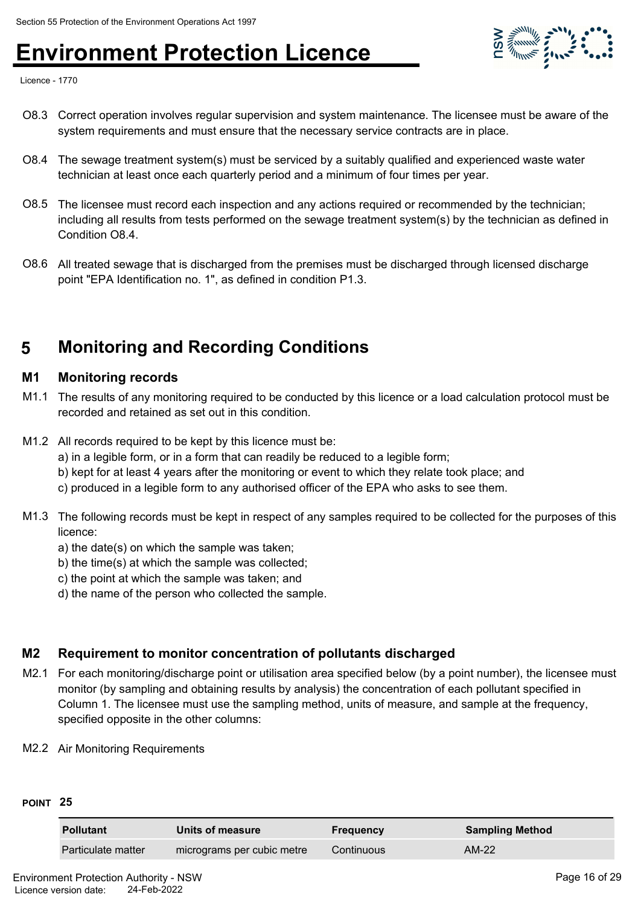O8.3 Correct operation involves regular supervision and system maintenance. The licensee must be aware of the system requirements and must ensure that the necessary service contracts are in place.

O8.4 The sewage treatment system(s) must be serviced by a suitably qualified and experienced waste water technician at least once each quarterly period and a minimum of four times per year.

O8.5 The licensee must record each inspection and any actions required or recommended by the technician; including all results from tests performed on the sewage treatment system(s) by the technician as defined in Condition O8.4.

O8.6 All treated sewage that is discharged from the premises must be discharged through licensed discharge point "EPA Identification no. 1", as defined in condition P1.3.

# 5 Monitoring and Recording Conditions

## M1 Monitoring records

M1.1 The results of any monitoring required to be conducted by this licence or a load calculation protocol must be recorded and retained as set out in this condition.

M1.2 All records required to be kept by this licence must be:
a) in a legible form, or in a form that can readily be reduced to a legible form;
b) kept for at least 4 years after the monitoring or event to which they relate took place; and
c) produced in a legible form to any authorised officer of the EPA who asks to see them.

M1.3 The following records must be kept in respect of any samples required to be collected for the purposes of this licence:
a) the date(s) on which the sample was taken;
b) the time(s) at which the sample was collected;
c) the point at which the sample was taken; and
d) the name of the person who collected the sample.

## M2 Requirement to monitor concentration of pollutants discharged

M2.1 For each monitoring/discharge point or utilisation area specified below (by a point number), the licensee must monitor (by sampling and obtaining results by analysis) the concentration of each pollutant specified in Column 1. The licensee must use the sampling method, units of measure, and sample at the frequency, specified opposite in the other columns:

M2.2 Air Monitoring Requirements

**POINT 25**

| Pollutant | Units of measure | Frequency | Sampling Method |
|---|---|---|---|
| Particulate matter | micrograms per cubic metre | Continuous | AM-22 |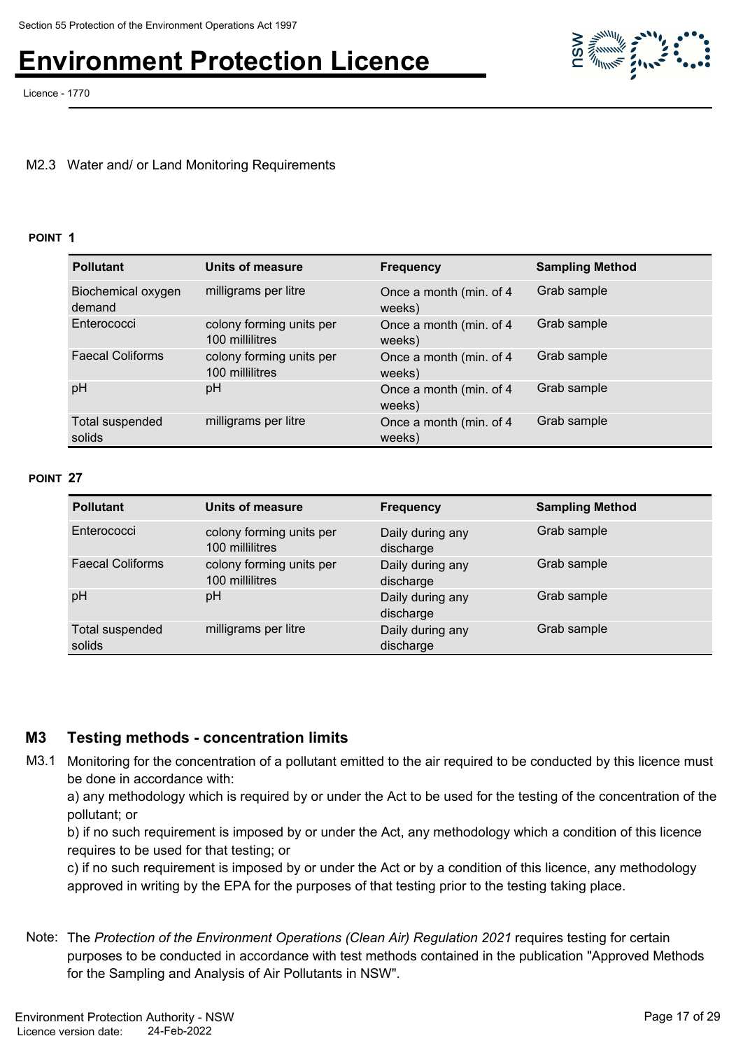M2.3 Water and/ or Land Monitoring Requirements

**POINT 1**

| Pollutant | Units of measure | Frequency | Sampling Method |
|---|---|---|---|
| Biochemical oxygen demand | milligrams per litre | Once a month (min. of 4 weeks) | Grab sample |
| Enterococci | colony forming units per 100 millilitres | Once a month (min. of 4 weeks) | Grab sample |
| Faecal Coliforms | colony forming units per 100 millilitres | Once a month (min. of 4 weeks) | Grab sample |
| pH | pH | Once a month (min. of 4 weeks) | Grab sample |
| Total suspended solids | milligrams per litre | Once a month (min. of 4 weeks) | Grab sample |

**POINT 27**

| Pollutant | Units of measure | Frequency | Sampling Method |
|---|---|---|---|
| Enterococci | colony forming units per 100 millilitres | Daily during any discharge | Grab sample |
| Faecal Coliforms | colony forming units per 100 millilitres | Daily during any discharge | Grab sample |
| pH | pH | Daily during any discharge | Grab sample |
| Total suspended solids | milligrams per litre | Daily during any discharge | Grab sample |

## M3 Testing methods - concentration limits

M3.1 Monitoring for the concentration of a pollutant emitted to the air required to be conducted by this licence must be done in accordance with:

a) any methodology which is required by or under the Act to be used for the testing of the concentration of the pollutant; or

b) if no such requirement is imposed by or under the Act, any methodology which a condition of this licence requires to be used for that testing; or

c) if no such requirement is imposed by or under the Act or by a condition of this licence, any methodology approved in writing by the EPA for the purposes of that testing prior to the testing taking place.

Note: The *Protection of the Environment Operations (Clean Air) Regulation 2021* requires testing for certain purposes to be conducted in accordance with test methods contained in the publication "Approved Methods for the Sampling and Analysis of Air Pollutants in NSW".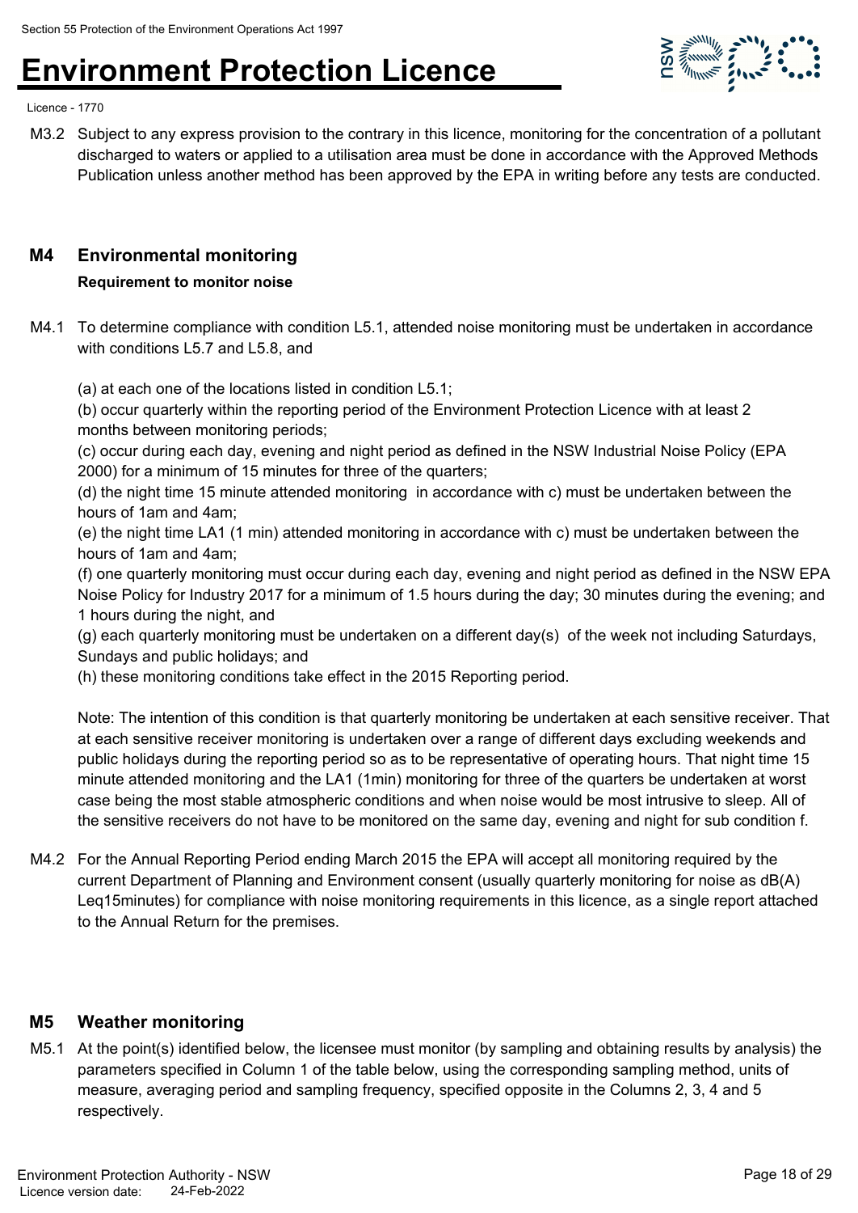M3.2 Subject to any express provision to the contrary in this licence, monitoring for the concentration of a pollutant discharged to waters or applied to a utilisation area must be done in accordance with the Approved Methods Publication unless another method has been approved by the EPA in writing before any tests are conducted.

## M4 Environmental monitoring

**Requirement to monitor noise**

M4.1 To determine compliance with condition L5.1, attended noise monitoring must be undertaken in accordance with conditions L5.7 and L5.8, and

(a) at each one of the locations listed in condition L5.1;
(b) occur quarterly within the reporting period of the Environment Protection Licence with at least 2 months between monitoring periods;
(c) occur during each day, evening and night period as defined in the NSW Industrial Noise Policy (EPA 2000) for a minimum of 15 minutes for three of the quarters;
(d) the night time 15 minute attended monitoring in accordance with c) must be undertaken between the hours of 1am and 4am;
(e) the night time LA1 (1 min) attended monitoring in accordance with c) must be undertaken between the hours of 1am and 4am;
(f) one quarterly monitoring must occur during each day, evening and night period as defined in the NSW EPA Noise Policy for Industry 2017 for a minimum of 1.5 hours during the day; 30 minutes during the evening; and 1 hours during the night, and
(g) each quarterly monitoring must be undertaken on a different day(s) of the week not including Saturdays, Sundays and public holidays; and
(h) these monitoring conditions take effect in the 2015 Reporting period.

Note: The intention of this condition is that quarterly monitoring be undertaken at each sensitive receiver. That at each sensitive receiver monitoring is undertaken over a range of different days excluding weekends and public holidays during the reporting period so as to be representative of operating hours. That night time 15 minute attended monitoring and the LA1 (1min) monitoring for three of the quarters be undertaken at worst case being the most stable atmospheric conditions and when noise would be most intrusive to sleep. All of the sensitive receivers do not have to be monitored on the same day, evening and night for sub condition f.

M4.2 For the Annual Reporting Period ending March 2015 the EPA will accept all monitoring required by the current Department of Planning and Environment consent (usually quarterly monitoring for noise as dB(A) Leq15minutes) for compliance with noise monitoring requirements in this licence, as a single report attached to the Annual Return for the premises.

## M5 Weather monitoring

M5.1 At the point(s) identified below, the licensee must monitor (by sampling and obtaining results by analysis) the parameters specified in Column 1 of the table below, using the corresponding sampling method, units of measure, averaging period and sampling frequency, specified opposite in the Columns 2, 3, 4 and 5 respectively.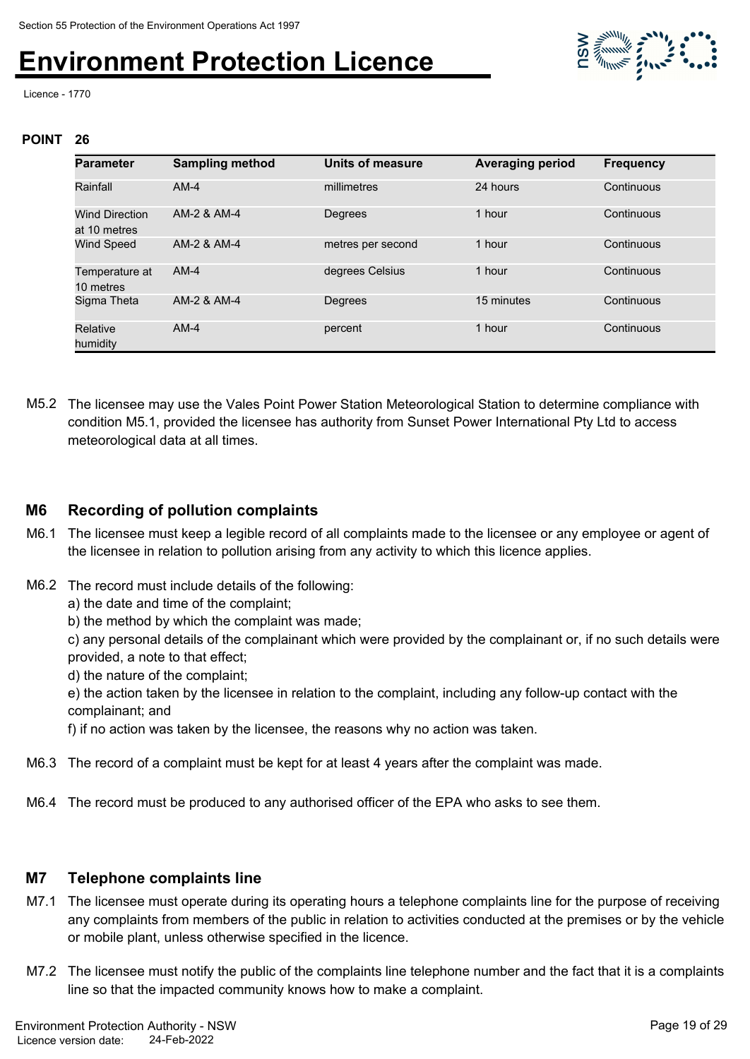**POINT 26**

| Parameter | Sampling method | Units of measure | Averaging period | Frequency |
|---|---|---|---|---|
| Rainfall | AM-4 | millimetres | 24 hours | Continuous |
| Wind Direction at 10 metres | AM-2 & AM-4 | Degrees | 1 hour | Continuous |
| Wind Speed | AM-2 & AM-4 | metres per second | 1 hour | Continuous |
| Temperature at 10 metres | AM-4 | degrees Celsius | 1 hour | Continuous |
| Sigma Theta | AM-2 & AM-4 | Degrees | 15 minutes | Continuous |
| Relative humidity | AM-4 | percent | 1 hour | Continuous |

M5.2 The licensee may use the Vales Point Power Station Meteorological Station to determine compliance with condition M5.1, provided the licensee has authority from Sunset Power International Pty Ltd to access meteorological data at all times.

## M6 Recording of pollution complaints

M6.1 The licensee must keep a legible record of all complaints made to the licensee or any employee or agent of the licensee in relation to pollution arising from any activity to which this licence applies.

M6.2 The record must include details of the following:
a) the date and time of the complaint;
b) the method by which the complaint was made;
c) any personal details of the complainant which were provided by the complainant or, if no such details were provided, a note to that effect;
d) the nature of the complaint;
e) the action taken by the licensee in relation to the complaint, including any follow-up contact with the complainant; and
f) if no action was taken by the licensee, the reasons why no action was taken.

M6.3 The record of a complaint must be kept for at least 4 years after the complaint was made.

M6.4 The record must be produced to any authorised officer of the EPA who asks to see them.

## M7 Telephone complaints line

M7.1 The licensee must operate during its operating hours a telephone complaints line for the purpose of receiving any complaints from members of the public in relation to activities conducted at the premises or by the vehicle or mobile plant, unless otherwise specified in the licence.

M7.2 The licensee must notify the public of the complaints line telephone number and the fact that it is a complaints line so that the impacted community knows how to make a complaint.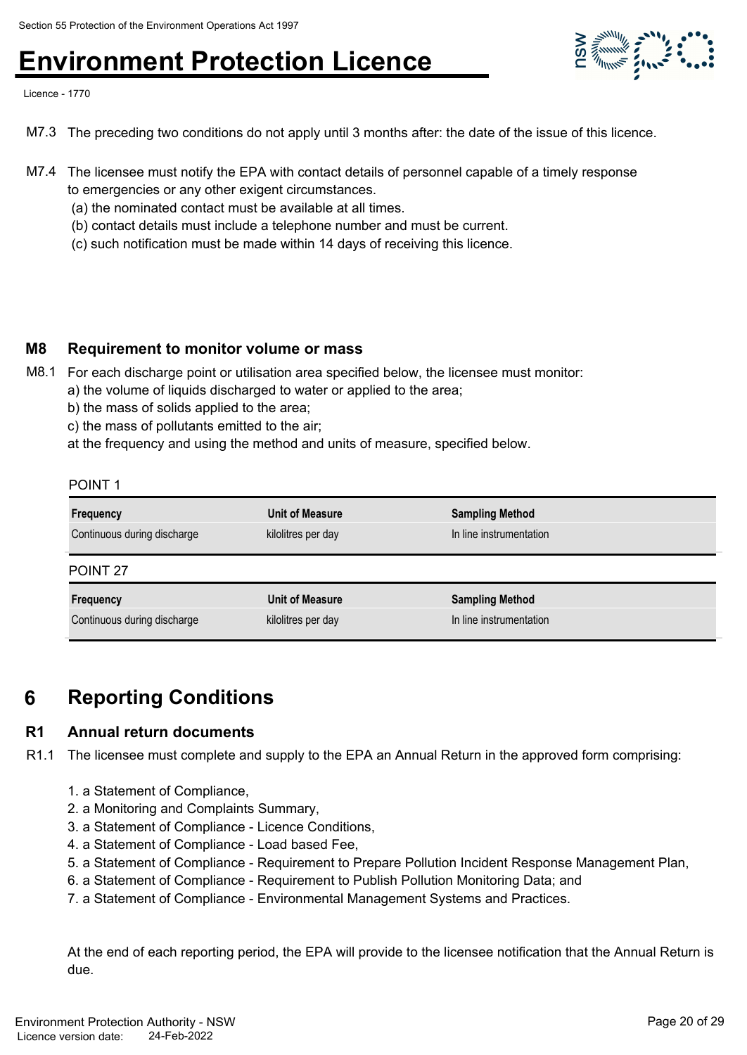M7.3 The preceding two conditions do not apply until 3 months after: the date of the issue of this licence.

M7.4 The licensee must notify the EPA with contact details of personnel capable of a timely response to emergencies or any other exigent circumstances.
 (a) the nominated contact must be available at all times.
 (b) contact details must include a telephone number and must be current.
 (c) such notification must be made within 14 days of receiving this licence.

### M8 Requirement to monitor volume or mass

M8.1 For each discharge point or utilisation area specified below, the licensee must monitor:
a) the volume of liquids discharged to water or applied to the area;
b) the mass of solids applied to the area;
c) the mass of pollutants emitted to the air;
at the frequency and using the method and units of measure, specified below.

POINT 1

| Frequency | Unit of Measure | Sampling Method |
|---|---|---|
| Continuous during discharge | kilolitres per day | In line instrumentation |

POINT 27

| Frequency | Unit of Measure | Sampling Method |
|---|---|---|
| Continuous during discharge | kilolitres per day | In line instrumentation |

## 6 Reporting Conditions

### R1 Annual return documents

R1.1 The licensee must complete and supply to the EPA an Annual Return in the approved form comprising:

1. a Statement of Compliance,
2. a Monitoring and Complaints Summary,
3. a Statement of Compliance - Licence Conditions,
4. a Statement of Compliance - Load based Fee,
5. a Statement of Compliance - Requirement to Prepare Pollution Incident Response Management Plan,
6. a Statement of Compliance - Requirement to Publish Pollution Monitoring Data; and
7. a Statement of Compliance - Environmental Management Systems and Practices.

At the end of each reporting period, the EPA will provide to the licensee notification that the Annual Return is due.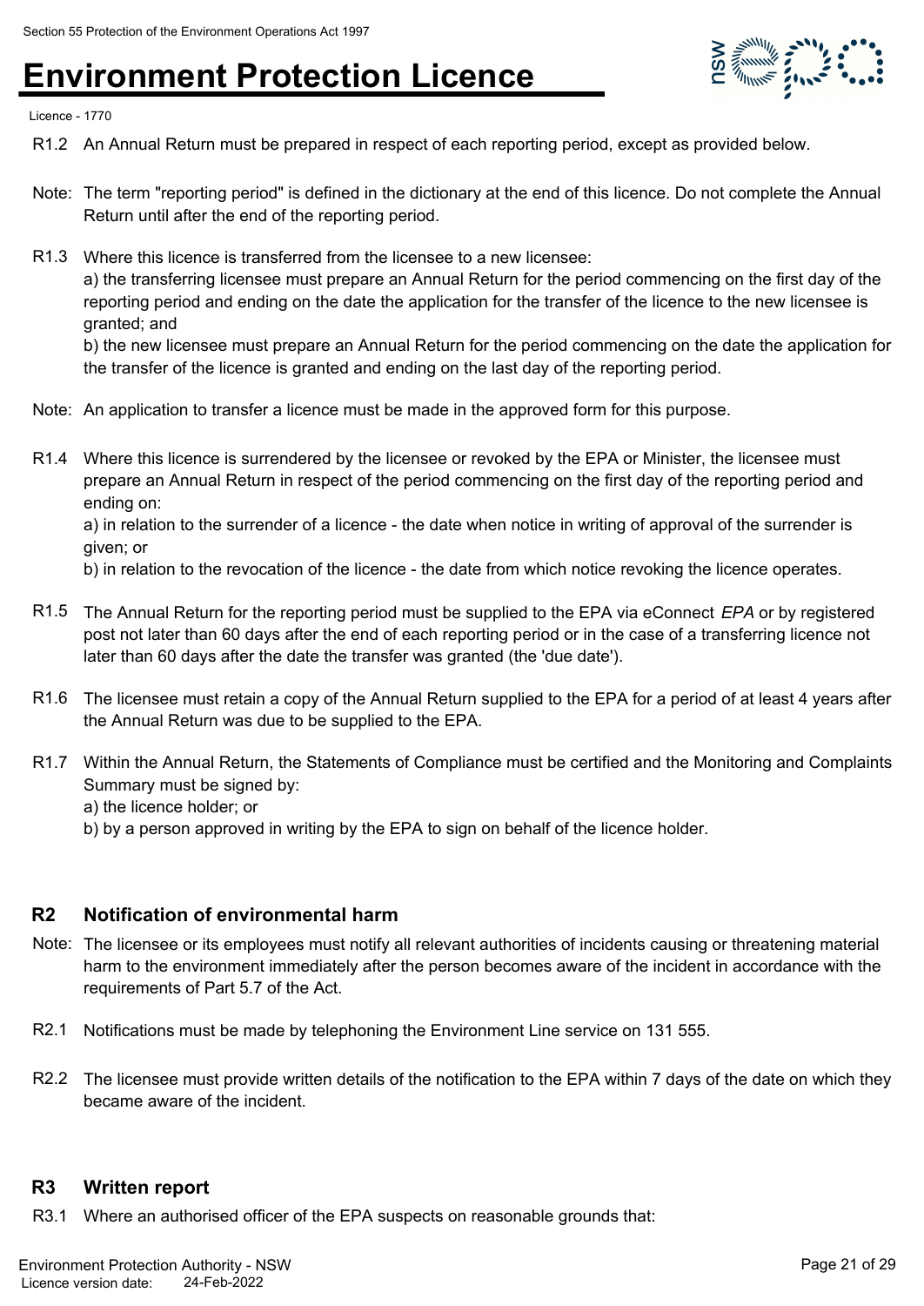R1.2 An Annual Return must be prepared in respect of each reporting period, except as provided below.

Note: The term "reporting period" is defined in the dictionary at the end of this licence. Do not complete the Annual Return until after the end of the reporting period.

R1.3 Where this licence is transferred from the licensee to a new licensee:
a) the transferring licensee must prepare an Annual Return for the period commencing on the first day of the reporting period and ending on the date the application for the transfer of the licence to the new licensee is granted; and
b) the new licensee must prepare an Annual Return for the period commencing on the date the application for the transfer of the licence is granted and ending on the last day of the reporting period.

Note: An application to transfer a licence must be made in the approved form for this purpose.

R1.4 Where this licence is surrendered by the licensee or revoked by the EPA or Minister, the licensee must prepare an Annual Return in respect of the period commencing on the first day of the reporting period and ending on:
a) in relation to the surrender of a licence - the date when notice in writing of approval of the surrender is given; or
b) in relation to the revocation of the licence - the date from which notice revoking the licence operates.

R1.5 The Annual Return for the reporting period must be supplied to the EPA via eConnect *EPA* or by registered post not later than 60 days after the end of each reporting period or in the case of a transferring licence not later than 60 days after the date the transfer was granted (the 'due date').

R1.6 The licensee must retain a copy of the Annual Return supplied to the EPA for a period of at least 4 years after the Annual Return was due to be supplied to the EPA.

R1.7 Within the Annual Return, the Statements of Compliance must be certified and the Monitoring and Complaints Summary must be signed by:
a) the licence holder; or
b) by a person approved in writing by the EPA to sign on behalf of the licence holder.

## R2 Notification of environmental harm

Note: The licensee or its employees must notify all relevant authorities of incidents causing or threatening material harm to the environment immediately after the person becomes aware of the incident in accordance with the requirements of Part 5.7 of the Act.

R2.1 Notifications must be made by telephoning the Environment Line service on 131 555.

R2.2 The licensee must provide written details of the notification to the EPA within 7 days of the date on which they became aware of the incident.

## R3 Written report

R3.1 Where an authorised officer of the EPA suspects on reasonable grounds that: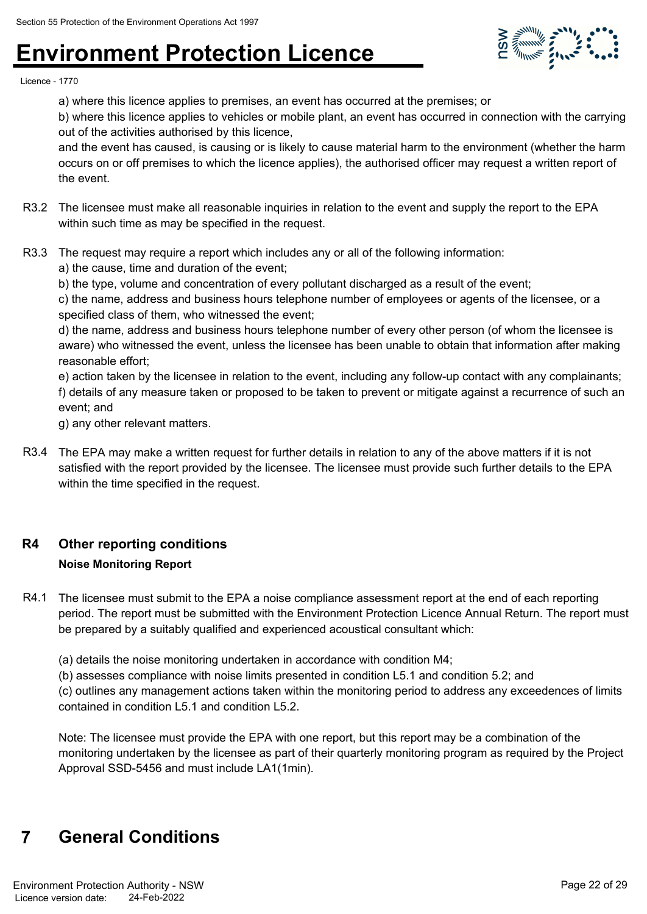a) where this licence applies to premises, an event has occurred at the premises; or

b) where this licence applies to vehicles or mobile plant, an event has occurred in connection with the carrying out of the activities authorised by this licence,

and the event has caused, is causing or is likely to cause material harm to the environment (whether the harm occurs on or off premises to which the licence applies), the authorised officer may request a written report of the event.

R3.2 The licensee must make all reasonable inquiries in relation to the event and supply the report to the EPA within such time as may be specified in the request.

R3.3 The request may require a report which includes any or all of the following information:

a) the cause, time and duration of the event;

b) the type, volume and concentration of every pollutant discharged as a result of the event;

c) the name, address and business hours telephone number of employees or agents of the licensee, or a specified class of them, who witnessed the event;

d) the name, address and business hours telephone number of every other person (of whom the licensee is aware) who witnessed the event, unless the licensee has been unable to obtain that information after making reasonable effort;

e) action taken by the licensee in relation to the event, including any follow-up contact with any complainants;

f) details of any measure taken or proposed to be taken to prevent or mitigate against a recurrence of such an event; and

g) any other relevant matters.

R3.4 The EPA may make a written request for further details in relation to any of the above matters if it is not satisfied with the report provided by the licensee. The licensee must provide such further details to the EPA within the time specified in the request.

## R4 Other reporting conditions

**Noise Monitoring Report**

R4.1 The licensee must submit to the EPA a noise compliance assessment report at the end of each reporting period. The report must be submitted with the Environment Protection Licence Annual Return. The report must be prepared by a suitably qualified and experienced acoustical consultant which:

(a) details the noise monitoring undertaken in accordance with condition M4;

(b) assesses compliance with noise limits presented in condition L5.1 and condition 5.2; and

(c) outlines any management actions taken within the monitoring period to address any exceedences of limits contained in condition L5.1 and condition L5.2.

Note: The licensee must provide the EPA with one report, but this report may be a combination of the monitoring undertaken by the licensee as part of their quarterly monitoring program as required by the Project Approval SSD-5456 and must include LA1(1min).

# 7 General Conditions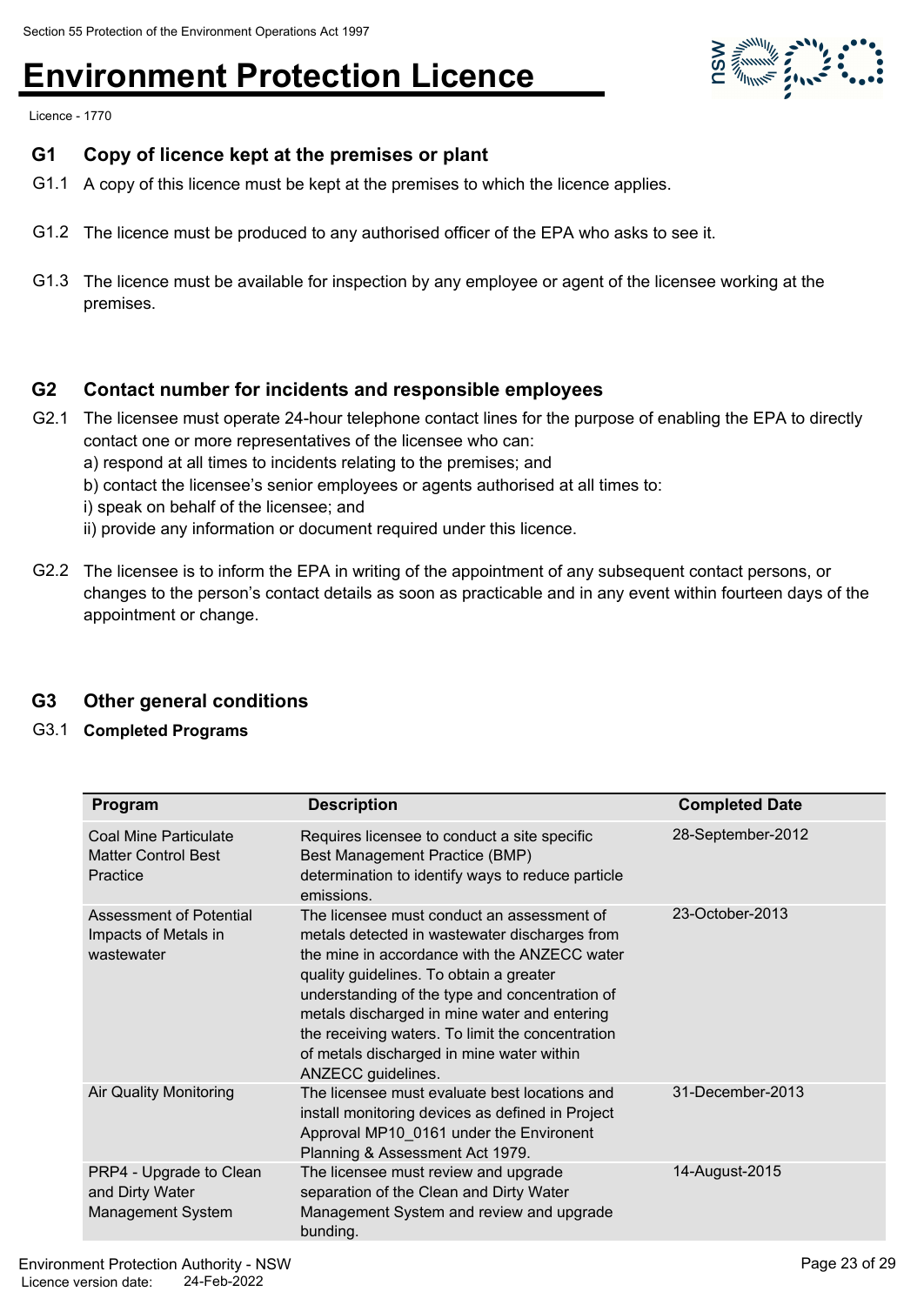## G1 Copy of licence kept at the premises or plant

G1.1 A copy of this licence must be kept at the premises to which the licence applies.

G1.2 The licence must be produced to any authorised officer of the EPA who asks to see it.

G1.3 The licence must be available for inspection by any employee or agent of the licensee working at the premises.

## G2 Contact number for incidents and responsible employees

G2.1 The licensee must operate 24-hour telephone contact lines for the purpose of enabling the EPA to directly contact one or more representatives of the licensee who can:
a) respond at all times to incidents relating to the premises; and
b) contact the licensee's senior employees or agents authorised at all times to:
i) speak on behalf of the licensee; and
ii) provide any information or document required under this licence.

G2.2 The licensee is to inform the EPA in writing of the appointment of any subsequent contact persons, or changes to the person's contact details as soon as practicable and in any event within fourteen days of the appointment or change.

## G3 Other general conditions

G3.1 **Completed Programs**

| Program | Description | Completed Date |
|---|---|---|
| Coal Mine Particulate Matter Control Best Practice | Requires licensee to conduct a site specific Best Management Practice (BMP) determination to identify ways to reduce particle emissions. | 28-September-2012 |
| Assessment of Potential Impacts of Metals in wastewater | The licensee must conduct an assessment of metals detected in wastewater discharges from the mine in accordance with the ANZECC water quality guidelines. To obtain a greater understanding of the type and concentration of metals discharged in mine water and entering the receiving waters. To limit the concentration of metals discharged in mine water within ANZECC guidelines. | 23-October-2013 |
| Air Quality Monitoring | The licensee must evaluate best locations and install monitoring devices as defined in Project Approval MP10_0161 under the Environent Planning & Assessment Act 1979. | 31-December-2013 |
| PRP4 - Upgrade to Clean and Dirty Water Management System | The licensee must review and upgrade separation of the Clean and Dirty Water Management System and review and upgrade bunding. | 14-August-2015 |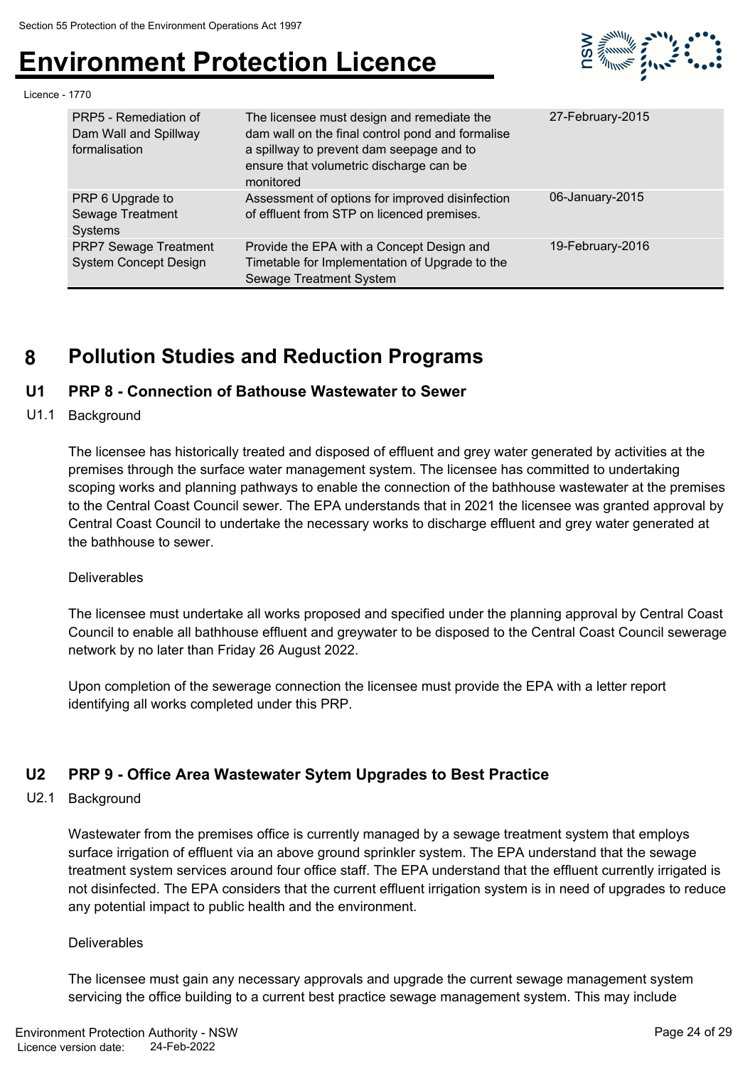| | | |
|---|---|---|
| PRP5 - Remediation of Dam Wall and Spillway formalisation | The licensee must design and remediate the dam wall on the final control pond and formalise a spillway to prevent dam seepage and to ensure that volumetric discharge can be monitored | 27-February-2015 |
| PRP 6 Upgrade to Sewage Treatment Systems | Assessment of options for improved disinfection of effluent from STP on licenced premises. | 06-January-2015 |
| PRP7 Sewage Treatment System Concept Design | Provide the EPA with a Concept Design and Timetable for Implementation of Upgrade to the Sewage Treatment System | 19-February-2016 |

# 8 Pollution Studies and Reduction Programs

## U1 PRP 8 - Connection of Bathouse Wastewater to Sewer

U1.1 Background

The licensee has historically treated and disposed of effluent and grey water generated by activities at the premises through the surface water management system. The licensee has committed to undertaking scoping works and planning pathways to enable the connection of the bathhouse wastewater at the premises to the Central Coast Council sewer. The EPA understands that in 2021 the licensee was granted approval by Central Coast Council to undertake the necessary works to discharge effluent and grey water generated at the bathhouse to sewer.

Deliverables

The licensee must undertake all works proposed and specified under the planning approval by Central Coast Council to enable all bathhouse effluent and greywater to be disposed to the Central Coast Council sewerage network by no later than Friday 26 August 2022.

Upon completion of the sewerage connection the licensee must provide the EPA with a letter report identifying all works completed under this PRP.

## U2 PRP 9 - Office Area Wastewater Sytem Upgrades to Best Practice

U2.1 Background

Wastewater from the premises office is currently managed by a sewage treatment system that employs surface irrigation of effluent via an above ground sprinkler system. The EPA understand that the sewage treatment system services around four office staff. The EPA understand that the effluent currently irrigated is not disinfected. The EPA considers that the current effluent irrigation system is in need of upgrades to reduce any potential impact to public health and the environment.

Deliverables

The licensee must gain any necessary approvals and upgrade the current sewage management system servicing the office building to a current best practice sewage management system. This may include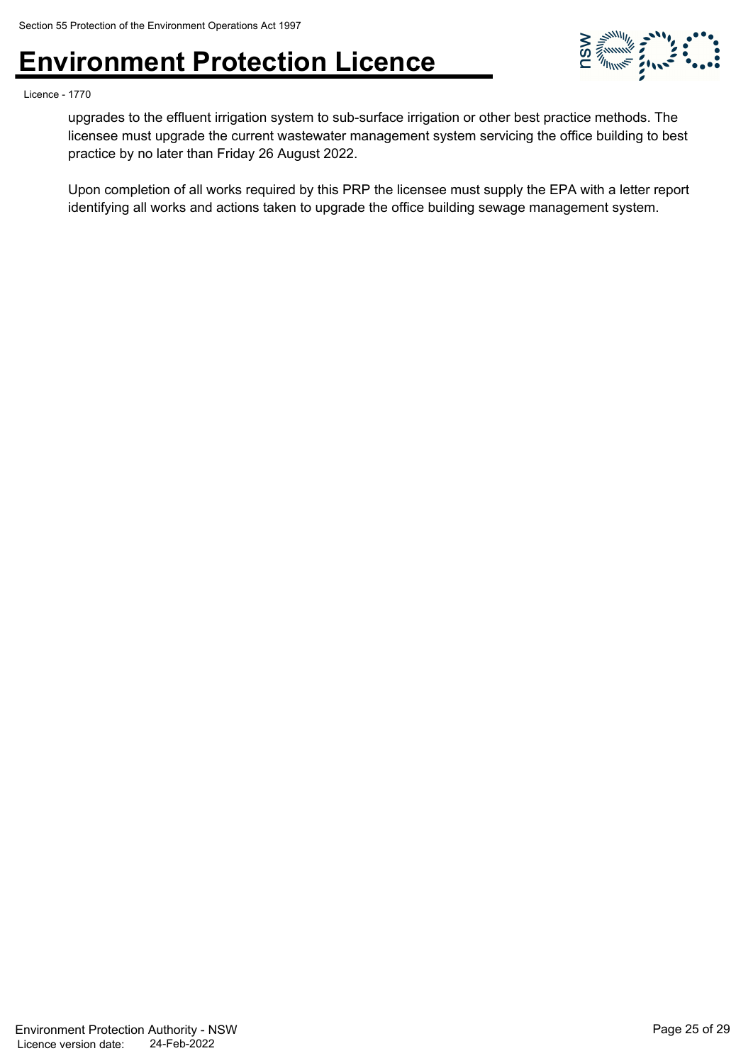upgrades to the effluent irrigation system to sub-surface irrigation or other best practice methods. The licensee must upgrade the current wastewater management system servicing the office building to best practice by no later than Friday 26 August 2022.

Upon completion of all works required by this PRP the licensee must supply the EPA with a letter report identifying all works and actions taken to upgrade the office building sewage management system.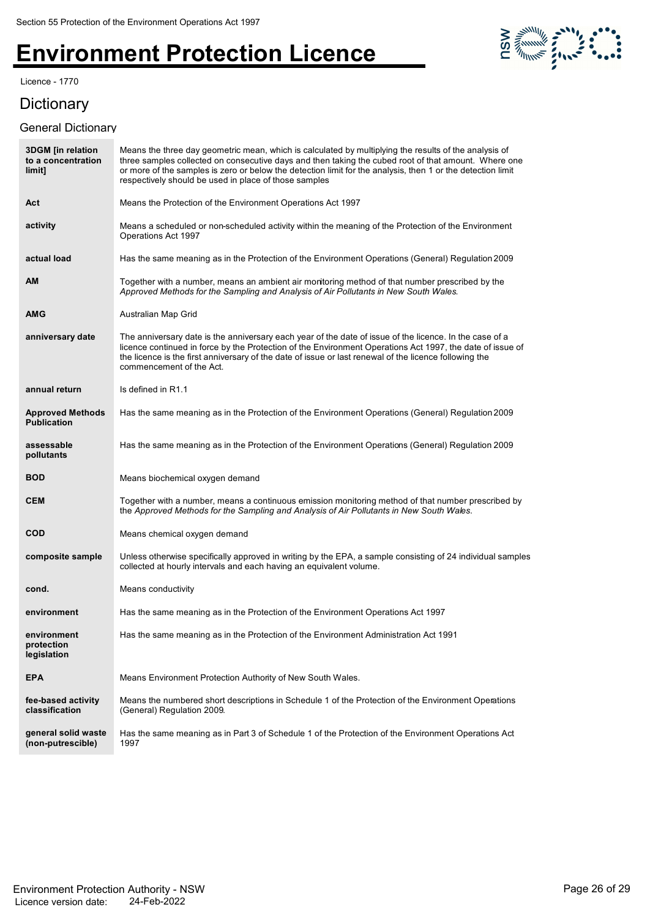# Environment Protection Licence

Licence - 1770

## Dictionary

### General Dictionary

| Term | Definition |
|---|---|
| **3DGM [in relation to a concentration limit]** | Means the three day geometric mean, which is calculated by multiplying the results of the analysis of three samples collected on consecutive days and then taking the cubed root of that amount. Where one or more of the samples is zero or below the detection limit for the analysis, then 1 or the detection limit respectively should be used in place of those samples |
| **Act** | Means the Protection of the Environment Operations Act 1997 |
| **activity** | Means a scheduled or non-scheduled activity within the meaning of the Protection of the Environment Operations Act 1997 |
| **actual load** | Has the same meaning as in the Protection of the Environment Operations (General) Regulation 2009 |
| **AM** | Together with a number, means an ambient air monitoring method of that number prescribed by the *Approved Methods for the Sampling and Analysis of Air Pollutants in New South Wales.* |
| **AMG** | Australian Map Grid |
| **anniversary date** | The anniversary date is the anniversary each year of the date of issue of the licence. In the case of a licence continued in force by the Protection of the Environment Operations Act 1997, the date of issue of the licence is the first anniversary of the date of issue or last renewal of the licence following the commencement of the Act. |
| **annual return** | Is defined in R1.1 |
| **Approved Methods Publication** | Has the same meaning as in the Protection of the Environment Operations (General) Regulation 2009 |
| **assessable pollutants** | Has the same meaning as in the Protection of the Environment Operations (General) Regulation 2009 |
| **BOD** | Means biochemical oxygen demand |
| **CEM** | Together with a number, means a continuous emission monitoring method of that number prescribed by the *Approved Methods for the Sampling and Analysis of Air Pollutants in New South Wales.* |
| **COD** | Means chemical oxygen demand |
| **composite sample** | Unless otherwise specifically approved in writing by the EPA, a sample consisting of 24 individual samples collected at hourly intervals and each having an equivalent volume. |
| **cond.** | Means conductivity |
| **environment** | Has the same meaning as in the Protection of the Environment Operations Act 1997 |
| **environment protection legislation** | Has the same meaning as in the Protection of the Environment Administration Act 1991 |
| **EPA** | Means Environment Protection Authority of New South Wales. |
| **fee-based activity classification** | Means the numbered short descriptions in Schedule 1 of the Protection of the Environment Operations (General) Regulation 2009. |
| **general solid waste (non-putrescible)** | Has the same meaning as in Part 3 of Schedule 1 of the Protection of the Environment Operations Act 1997 |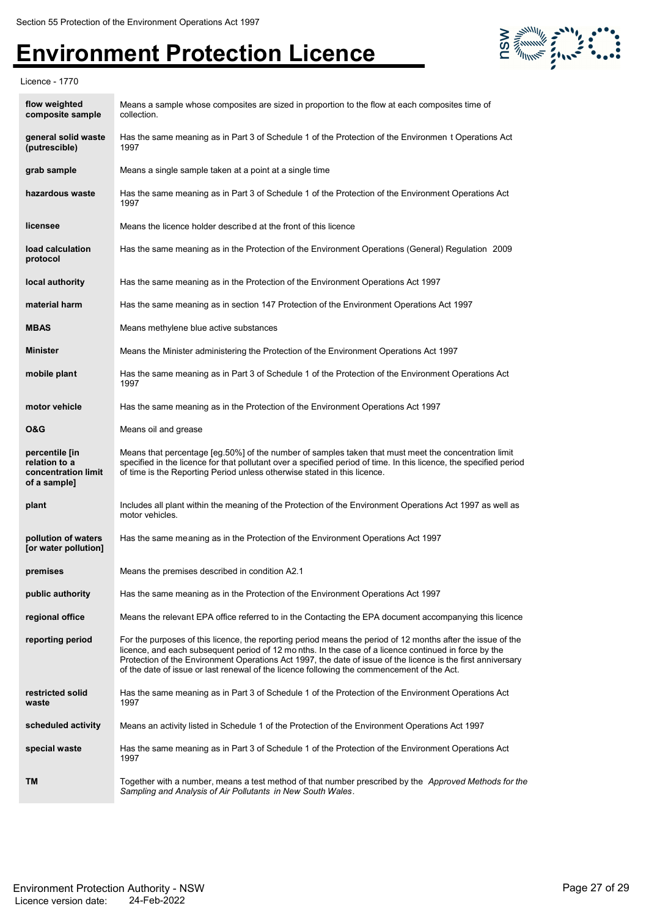| | |
|---|---|
| **flow weighted composite sample** | Means a sample whose composites are sized in proportion to the flow at each composites time of collection. |
| **general solid waste (putrescible)** | Has the same meaning as in Part 3 of Schedule 1 of the Protection of the Environmen t Operations Act 1997 |
| **grab sample** | Means a single sample taken at a point at a single time |
| **hazardous waste** | Has the same meaning as in Part 3 of Schedule 1 of the Protection of the Environment Operations Act 1997 |
| **licensee** | Means the licence holder described at the front of this licence |
| **load calculation protocol** | Has the same meaning as in the Protection of the Environment Operations (General) Regulation 2009 |
| **local authority** | Has the same meaning as in the Protection of the Environment Operations Act 1997 |
| **material harm** | Has the same meaning as in section 147 Protection of the Environment Operations Act 1997 |
| **MBAS** | Means methylene blue active substances |
| **Minister** | Means the Minister administering the Protection of the Environment Operations Act 1997 |
| **mobile plant** | Has the same meaning as in Part 3 of Schedule 1 of the Protection of the Environment Operations Act 1997 |
| **motor vehicle** | Has the same meaning as in the Protection of the Environment Operations Act 1997 |
| **O&G** | Means oil and grease |
| **percentile [in relation to a concentration limit of a sample]** | Means that percentage [eg.50%] of the number of samples taken that must meet the concentration limit specified in the licence for that pollutant over a specified period of time. In this licence, the specified period of time is the Reporting Period unless otherwise stated in this licence. |
| **plant** | Includes all plant within the meaning of the Protection of the Environment Operations Act 1997 as well as motor vehicles. |
| **pollution of waters [or water pollution]** | Has the same meaning as in the Protection of the Environment Operations Act 1997 |
| **premises** | Means the premises described in condition A2.1 |
| **public authority** | Has the same meaning as in the Protection of the Environment Operations Act 1997 |
| **regional office** | Means the relevant EPA office referred to in the Contacting the EPA document accompanying this licence |
| **reporting period** | For the purposes of this licence, the reporting period means the period of 12 months after the issue of the licence, and each subsequent period of 12 months. In the case of a licence continued in force by the Protection of the Environment Operations Act 1997, the date of issue of the licence is the first anniversary of the date of issue or last renewal of the licence following the commencement of the Act. |
| **restricted solid waste** | Has the same meaning as in Part 3 of Schedule 1 of the Protection of the Environment Operations Act 1997 |
| **scheduled activity** | Means an activity listed in Schedule 1 of the Protection of the Environment Operations Act 1997 |
| **special waste** | Has the same meaning as in Part 3 of Schedule 1 of the Protection of the Environment Operations Act 1997 |
| **TM** | Together with a number, means a test method of that number prescribed by the *Approved Methods for the Sampling and Analysis of Air Pollutants in New South Wales*. |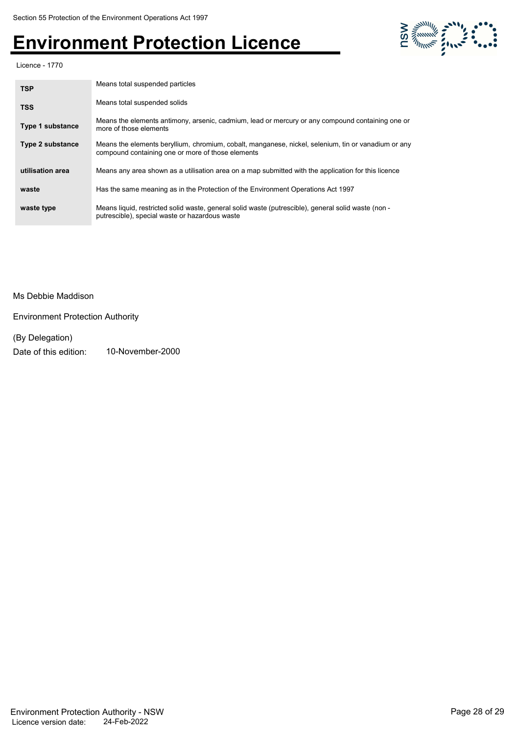| | |
|---|---|
| **TSP** | Means total suspended particles |
| **TSS** | Means total suspended solids |
| **Type 1 substance** | Means the elements antimony, arsenic, cadmium, lead or mercury or any compound containing one or more of those elements |
| **Type 2 substance** | Means the elements beryllium, chromium, cobalt, manganese, nickel, selenium, tin or vanadium or any compound containing one or more of those elements |
| **utilisation area** | Means any area shown as a utilisation area on a map submitted with the application for this licence |
| **waste** | Has the same meaning as in the Protection of the Environment Operations Act 1997 |
| **waste type** | Means liquid, restricted solid waste, general solid waste (putrescible), general solid waste (non - putrescible), special waste or hazardous waste |

Ms Debbie Maddison

Environment Protection Authority

(By Delegation)

Date of this edition: 10-November-2000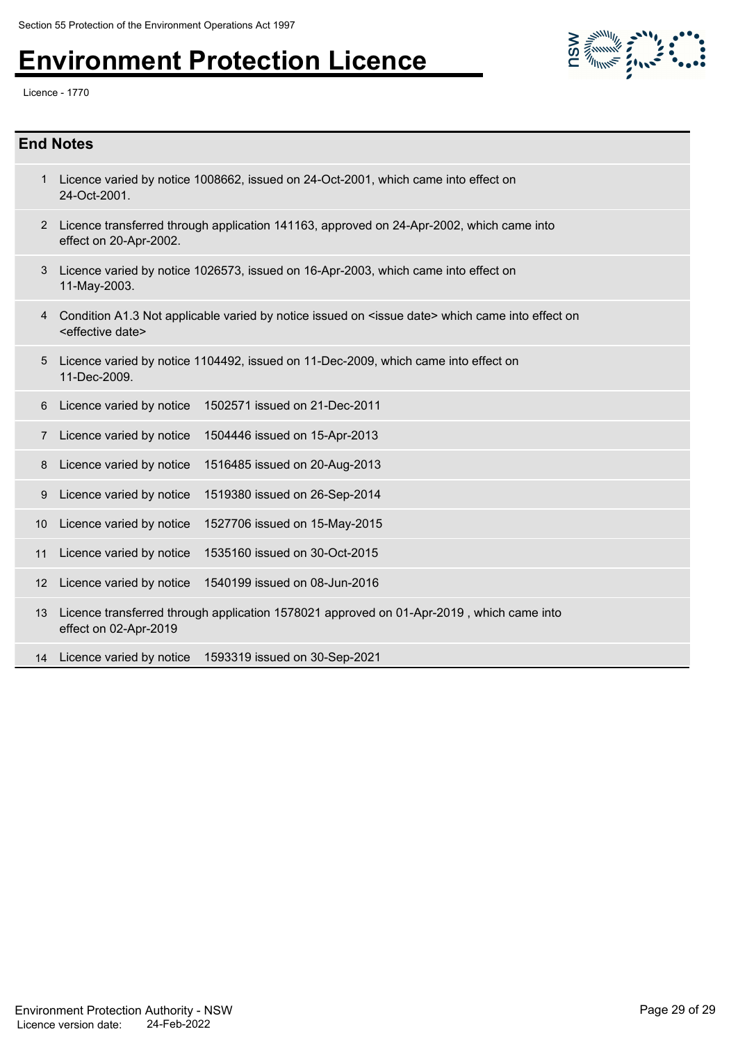## End Notes

1. Licence varied by notice 1008662, issued on 24-Oct-2001, which came into effect on 24-Oct-2001.
2. Licence transferred through application 141163, approved on 24-Apr-2002, which came into effect on 20-Apr-2002.
3. Licence varied by notice 1026573, issued on 16-Apr-2003, which came into effect on 11-May-2003.
4. Condition A1.3 Not applicable varied by notice issued on <issue date> which came into effect on <effective date>
5. Licence varied by notice 1104492, issued on 11-Dec-2009, which came into effect on 11-Dec-2009.
6. Licence varied by notice 1502571 issued on 21-Dec-2011
7. Licence varied by notice 1504446 issued on 15-Apr-2013
8. Licence varied by notice 1516485 issued on 20-Aug-2013
9. Licence varied by notice 1519380 issued on 26-Sep-2014
10. Licence varied by notice 1527706 issued on 15-May-2015
11. Licence varied by notice 1535160 issued on 30-Oct-2015
12. Licence varied by notice 1540199 issued on 08-Jun-2016
13. Licence transferred through application 1578021 approved on 01-Apr-2019 , which came into effect on 02-Apr-2019
14. Licence varied by notice 1593319 issued on 30-Sep-2021